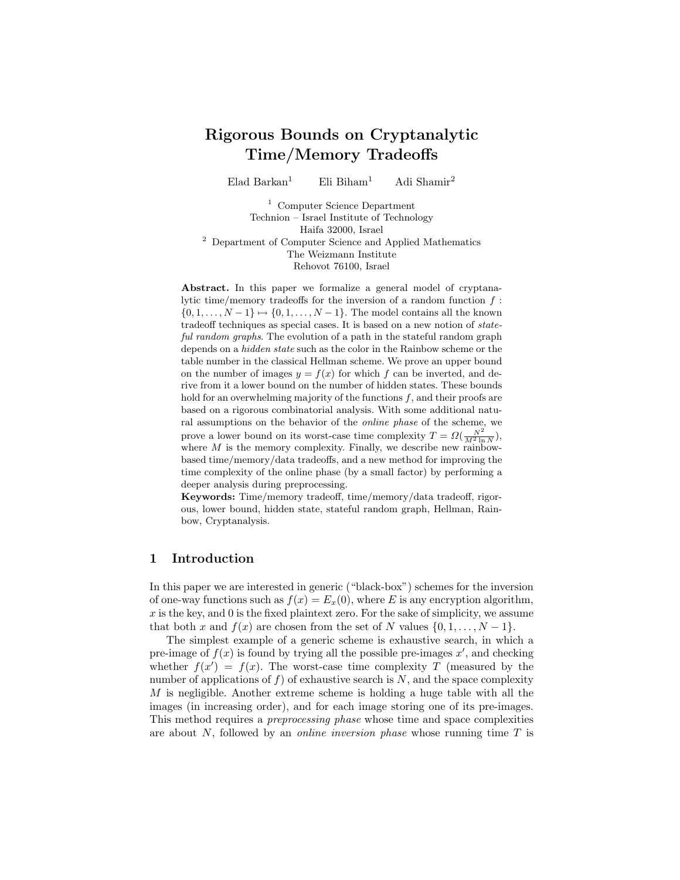# Rigorous Bounds on Cryptanalytic Time/Memory Tradeoffs

Elad Barkan[1] Eli Biham[1] Adi Shamir[2]

[1] Computer Science Department
Technion – Israel Institute of Technology
Haifa 32000, Israel

[2] Department of Computer Science and Applied Mathematics
The Weizmann Institute
Rehovot 76100, Israel

**Abstract.** In this paper we formalize a general model of cryptanalytic time/memory tradeoffs for the inversion of a random function $f : \{0, 1, \ldots, N-1\} \mapsto \{0, 1, \ldots, N-1\}$. The model contains all the known tradeoff techniques as special cases. It is based on a new notion of *stateful random graphs*. The evolution of a path in the stateful random graph depends on a *hidden state* such as the color in the Rainbow scheme or the table number in the classical Hellman scheme. We prove an upper bound on the number of images $y = f(x)$ for which $f$ can be inverted, and derive from it a lower bound on the number of hidden states. These bounds hold for an overwhelming majority of the functions $f$, and their proofs are based on a rigorous combinatorial analysis. With some additional natural assumptions on the behavior of the *online phase* of the scheme, we prove a lower bound on its worst-case time complexity $T = \Omega(\frac{N^2}{M^2 \ln N})$, where $M$ is the memory complexity. Finally, we describe new rainbow-based time/memory/data tradeoffs, and a new method for improving the time complexity of the online phase (by a small factor) by performing a deeper analysis during preprocessing.

**Keywords:** Time/memory tradeoff, time/memory/data tradeoff, rigorous, lower bound, hidden state, stateful random graph, Hellman, Rainbow, Cryptanalysis.

## 1 Introduction

In this paper we are interested in generic ("black-box") schemes for the inversion of one-way functions such as $f(x) = E_x(0)$, where $E$ is any encryption algorithm, $x$ is the key, and 0 is the fixed plaintext zero. For the sake of simplicity, we assume that both $x$ and $f(x)$ are chosen from the set of $N$ values $\{0, 1, \ldots, N-1\}$.

The simplest example of a generic scheme is exhaustive search, in which a pre-image of $f(x)$ is found by trying all the possible pre-images $x'$, and checking whether $f(x') = f(x)$. The worst-case time complexity $T$ (measured by the number of applications of $f$) of exhaustive search is $N$, and the space complexity $M$ is negligible. Another extreme scheme is holding a huge table with all the images (in increasing order), and for each image storing one of its pre-images. This method requires a *preprocessing phase* whose time and space complexities are about $N$, followed by an *online inversion phase* whose running time $T$ is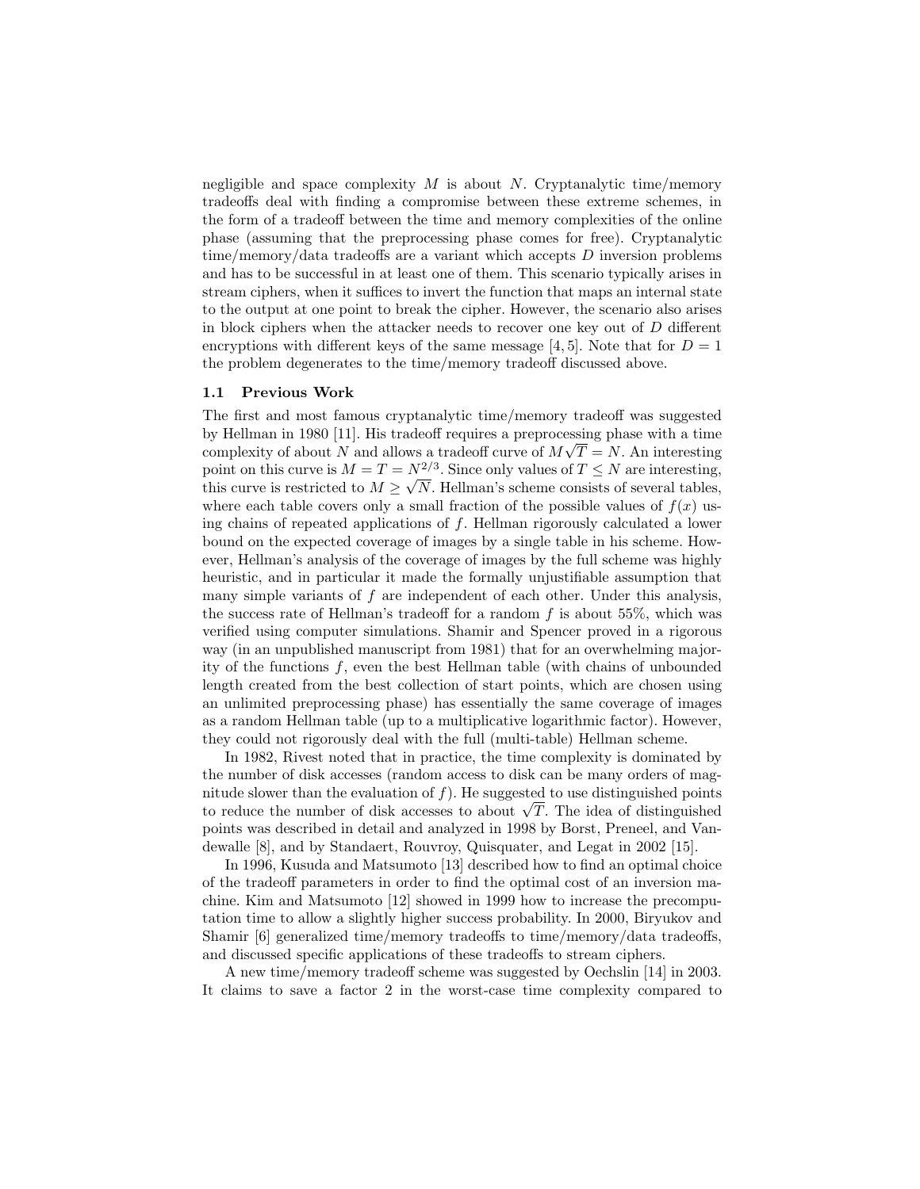negligible and space complexity $M$ is about $N$. Cryptanalytic time/memory tradeoffs deal with finding a compromise between these extreme schemes, in the form of a tradeoff between the time and memory complexities of the online phase (assuming that the preprocessing phase comes for free). Cryptanalytic time/memory/data tradeoffs are a variant which accepts $D$ inversion problems and has to be successful in at least one of them. This scenario typically arises in stream ciphers, when it suffices to invert the function that maps an internal state to the output at one point to break the cipher. However, the scenario also arises in block ciphers when the attacker needs to recover one key out of $D$ different encryptions with different keys of the same message [4, 5]. Note that for $D = 1$ the problem degenerates to the time/memory tradeoff discussed above.

### 1.1 Previous Work

The first and most famous cryptanalytic time/memory tradeoff was suggested by Hellman in 1980 [11]. His tradeoff requires a preprocessing phase with a time complexity of about $N$ and allows a tradeoff curve of $M\sqrt{T} = N$. An interesting point on this curve is $M = T = N^{2/3}$. Since only values of $T \leq N$ are interesting, this curve is restricted to $M \geq \sqrt{N}$. Hellman's scheme consists of several tables, where each table covers only a small fraction of the possible values of $f(x)$ using chains of repeated applications of $f$. Hellman rigorously calculated a lower bound on the expected coverage of images by a single table in his scheme. However, Hellman's analysis of the coverage of images by the full scheme was highly heuristic, and in particular it made the formally unjustifiable assumption that many simple variants of $f$ are independent of each other. Under this analysis, the success rate of Hellman's tradeoff for a random $f$ is about 55%, which was verified using computer simulations. Shamir and Spencer proved in a rigorous way (in an unpublished manuscript from 1981) that for an overwhelming majority of the functions $f$, even the best Hellman table (with chains of unbounded length created from the best collection of start points, which are chosen using an unlimited preprocessing phase) has essentially the same coverage of images as a random Hellman table (up to a multiplicative logarithmic factor). However, they could not rigorously deal with the full (multi-table) Hellman scheme.

In 1982, Rivest noted that in practice, the time complexity is dominated by the number of disk accesses (random access to disk can be many orders of magnitude slower than the evaluation of $f$). He suggested to use distinguished points to reduce the number of disk accesses to about $\sqrt{T}$. The idea of distinguished points was described in detail and analyzed in 1998 by Borst, Preneel, and Vandewalle [8], and by Standaert, Rouvroy, Quisquater, and Legat in 2002 [15].

In 1996, Kusuda and Matsumoto [13] described how to find an optimal choice of the tradeoff parameters in order to find the optimal cost of an inversion machine. Kim and Matsumoto [12] showed in 1999 how to increase the precomputation time to allow a slightly higher success probability. In 2000, Biryukov and Shamir [6] generalized time/memory tradeoffs to time/memory/data tradeoffs, and discussed specific applications of these tradeoffs to stream ciphers.

A new time/memory tradeoff scheme was suggested by Oechslin [14] in 2003. It claims to save a factor 2 in the worst-case time complexity compared to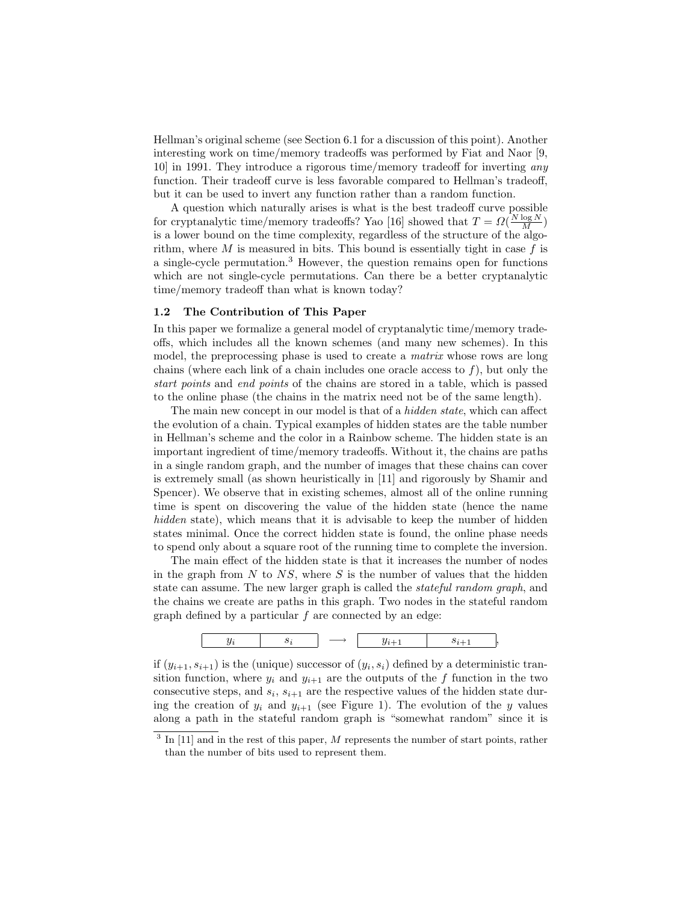Hellman's original scheme (see Section 6.1 for a discussion of this point). Another interesting work on time/memory tradeoffs was performed by Fiat and Naor [9, 10] in 1991. They introduce a rigorous time/memory tradeoff for inverting *any* function. Their tradeoff curve is less favorable compared to Hellman's tradeoff, but it can be used to invert any function rather than a random function.

A question which naturally arises is what is the best tradeoff curve possible for cryptanalytic time/memory tradeoffs? Yao [16] showed that $T = \Omega(\frac{N \log N}{M})$ is a lower bound on the time complexity, regardless of the structure of the algorithm, where $M$ is measured in bits. This bound is essentially tight in case $f$ is a single-cycle permutation.[3] However, the question remains open for functions which are not single-cycle permutations. Can there be a better cryptanalytic time/memory tradeoff than what is known today?

### 1.2 The Contribution of This Paper

In this paper we formalize a general model of cryptanalytic time/memory tradeoffs, which includes all the known schemes (and many new schemes). In this model, the preprocessing phase is used to create a *matrix* whose rows are long chains (where each link of a chain includes one oracle access to $f$), but only the *start points* and *end points* of the chains are stored in a table, which is passed to the online phase (the chains in the matrix need not be of the same length).

The main new concept in our model is that of a *hidden state*, which can affect the evolution of a chain. Typical examples of hidden states are the table number in Hellman's scheme and the color in a Rainbow scheme. The hidden state is an important ingredient of time/memory tradeoffs. Without it, the chains are paths in a single random graph, and the number of images that these chains can cover is extremely small (as shown heuristically in [11] and rigorously by Shamir and Spencer). We observe that in existing schemes, almost all of the online running time is spent on discovering the value of the hidden state (hence the name *hidden* state), which means that it is advisable to keep the number of hidden states minimal. Once the correct hidden state is found, the online phase needs to spend only about a square root of the running time to complete the inversion.

The main effect of the hidden state is that it increases the number of nodes in the graph from $N$ to $NS$, where $S$ is the number of values that the hidden state can assume. The new larger graph is called the *stateful random graph*, and the chains we create are paths in this graph. Two nodes in the stateful random graph defined by a particular $f$ are connected by an edge:

$$\boxed{y_i \quad | \quad s_i} \longrightarrow \boxed{y_{i+1} \quad | \quad s_{i+1}},$$

if $(y_{i+1}, s_{i+1})$ is the (unique) successor of $(y_i, s_i)$ defined by a deterministic transition function, where $y_i$ and $y_{i+1}$ are the outputs of the $f$ function in the two consecutive steps, and $s_i$, $s_{i+1}$ are the respective values of the hidden state during the creation of $y_i$ and $y_{i+1}$ (see Figure 1). The evolution of the $y$ values along a path in the stateful random graph is "somewhat random" since it is

[3] In [11] and in the rest of this paper, $M$ represents the number of start points, rather than the number of bits used to represent them.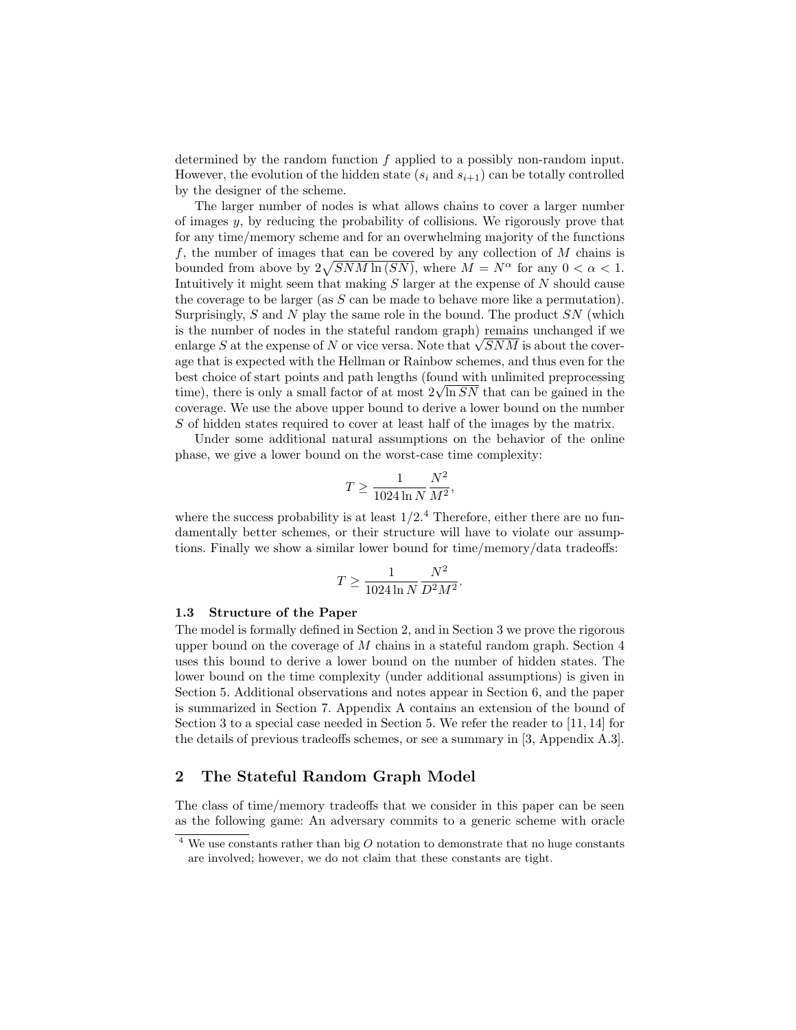determined by the random function $f$ applied to a possibly non-random input. However, the evolution of the hidden state ($s_i$ and $s_{i+1}$) can be totally controlled by the designer of the scheme.

The larger number of nodes is what allows chains to cover a larger number of images $y$, by reducing the probability of collisions. We rigorously prove that for any time/memory scheme and for an overwhelming majority of the functions $f$, the number of images that can be covered by any collection of $M$ chains is bounded from above by $2\sqrt{SNM \ln(SN)}$, where $M = N^{\alpha}$ for any $0 < \alpha < 1$. Intuitively it might seem that making $S$ larger at the expense of $N$ should cause the coverage to be larger (as $S$ can be made to behave more like a permutation). Surprisingly, $S$ and $N$ play the same role in the bound. The product $SN$ (which is the number of nodes in the stateful random graph) remains unchanged if we enlarge $S$ at the expense of $N$ or vice versa. Note that $\sqrt{SNM}$ is about the coverage that is expected with the Hellman or Rainbow schemes, and thus even for the best choice of start points and path lengths (found with unlimited preprocessing time), there is only a small factor of at most $2\sqrt{\ln SN}$ that can be gained in the coverage. We use the above upper bound to derive a lower bound on the number $S$ of hidden states required to cover at least half of the images by the matrix.

Under some additional natural assumptions on the behavior of the online phase, we give a lower bound on the worst-case time complexity:

$$T \geq \frac{1}{1024 \ln N} \frac{N^2}{M^2},$$

where the success probability is at least $1/2$.[4] Therefore, either there are no fundamentally better schemes, or their structure will have to violate our assumptions. Finally we show a similar lower bound for time/memory/data tradeoffs:

$$T \geq \frac{1}{1024 \ln N} \frac{N^2}{D^2 M^2}.$$

### 1.3 Structure of the Paper

The model is formally defined in Section 2, and in Section 3 we prove the rigorous upper bound on the coverage of $M$ chains in a stateful random graph. Section 4 uses this bound to derive a lower bound on the number of hidden states. The lower bound on the time complexity (under additional assumptions) is given in Section 5. Additional observations and notes appear in Section 6, and the paper is summarized in Section 7. Appendix A contains an extension of the bound of Section 3 to a special case needed in Section 5. We refer the reader to [11, 14] for the details of previous tradeoffs schemes, or see a summary in [3, Appendix A.3].

## 2 The Stateful Random Graph Model

The class of time/memory tradeoffs that we consider in this paper can be seen as the following game: An adversary commits to a generic scheme with oracle

[4] We use constants rather than big $O$ notation to demonstrate that no huge constants are involved; however, we do not claim that these constants are tight.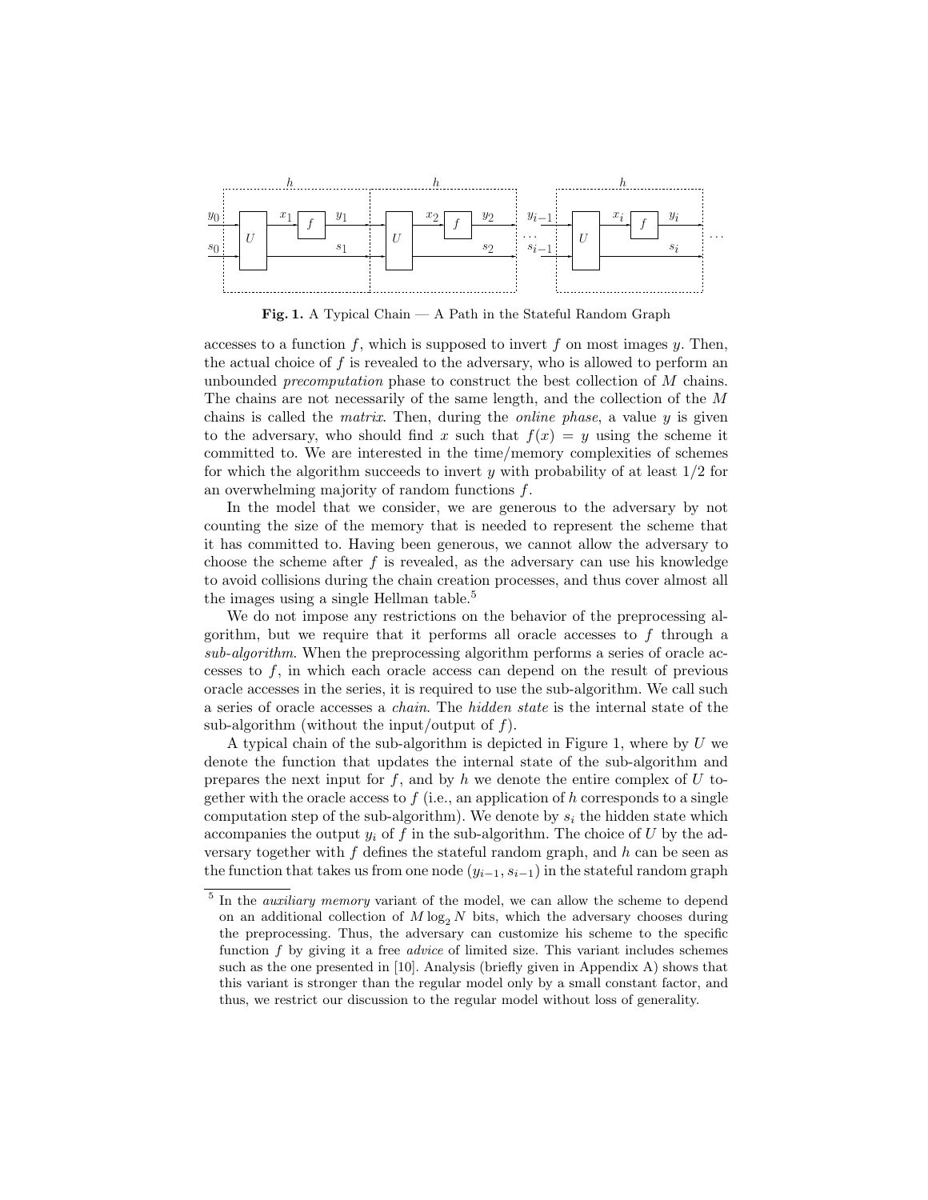Fig. 1. A Typical Chain — A Path in the Stateful Random Graph

accesses to a function $f$, which is supposed to invert $f$ on most images $y$. Then, the actual choice of $f$ is revealed to the adversary, who is allowed to perform an unbounded *precomputation* phase to construct the best collection of $M$ chains. The chains are not necessarily of the same length, and the collection of the $M$ chains is called the *matrix*. Then, during the *online phase*, a value $y$ is given to the adversary, who should find $x$ such that $f(x) = y$ using the scheme it committed to. We are interested in the time/memory complexities of schemes for which the algorithm succeeds to invert $y$ with probability of at least $1/2$ for an overwhelming majority of random functions $f$.

In the model that we consider, we are generous to the adversary by not counting the size of the memory that is needed to represent the scheme that it has committed to. Having been generous, we cannot allow the adversary to choose the scheme after $f$ is revealed, as the adversary can use his knowledge to avoid collisions during the chain creation processes, and thus cover almost all the images using a single Hellman table.[5]

We do not impose any restrictions on the behavior of the preprocessing algorithm, but we require that it performs all oracle accesses to $f$ through a *sub-algorithm*. When the preprocessing algorithm performs a series of oracle accesses to $f$, in which each oracle access can depend on the result of previous oracle accesses in the series, it is required to use the sub-algorithm. We call such a series of oracle accesses a *chain*. The *hidden state* is the internal state of the sub-algorithm (without the input/output of $f$).

A typical chain of the sub-algorithm is depicted in Figure 1, where by $U$ we denote the function that updates the internal state of the sub-algorithm and prepares the next input for $f$, and by $h$ we denote the entire complex of $U$ together with the oracle access to $f$ (i.e., an application of $h$ corresponds to a single computation step of the sub-algorithm). We denote by $s_i$ the hidden state which accompanies the output $y_i$ of $f$ in the sub-algorithm. The choice of $U$ by the adversary together with $f$ defines the stateful random graph, and $h$ can be seen as the function that takes us from one node $(y_{i-1}, s_{i-1})$ in the stateful random graph

[5] In the *auxiliary memory* variant of the model, we can allow the scheme to depend on an additional collection of $M \log_2 N$ bits, which the adversary chooses during the preprocessing. Thus, the adversary can customize his scheme to the specific function $f$ by giving it a free *advice* of limited size. This variant includes schemes such as the one presented in [10]. Analysis (briefly given in Appendix A) shows that this variant is stronger than the regular model only by a small constant factor, and thus, we restrict our discussion to the regular model without loss of generality.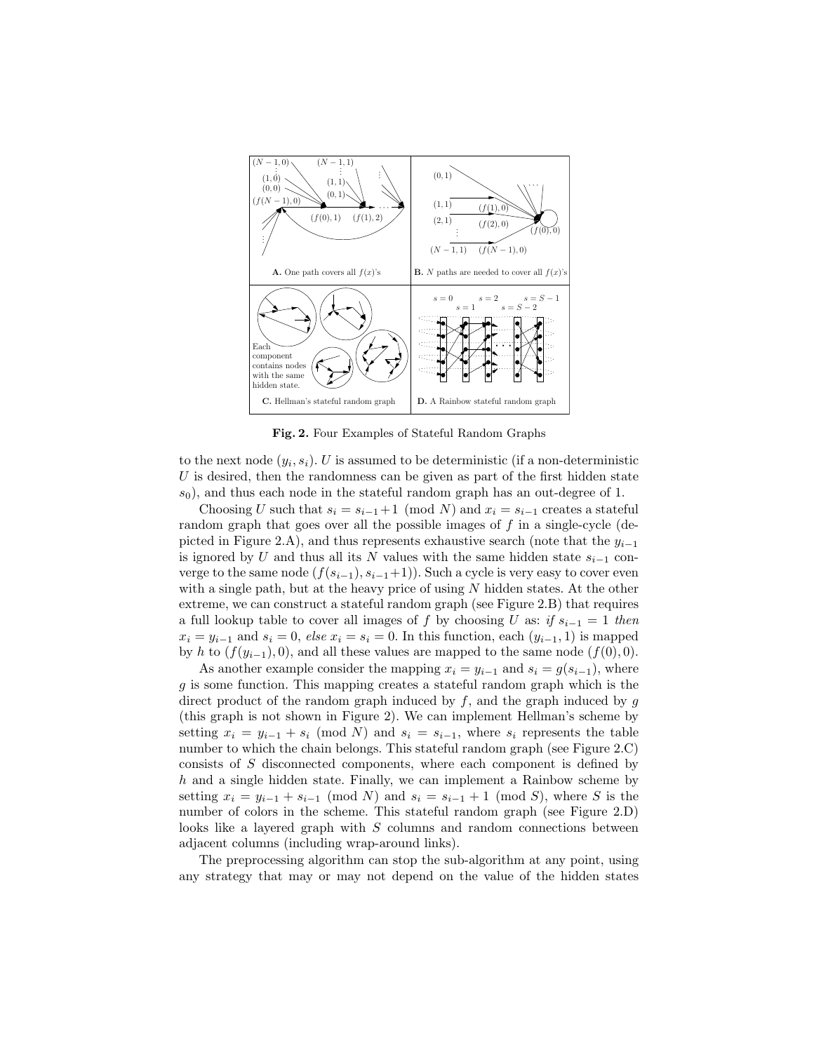**Fig. 2.** Four Examples of Stateful Random Graphs

to the next node $(y_i, s_i)$. $U$ is assumed to be deterministic (if a non-deterministic $U$ is desired, then the randomness can be given as part of the first hidden state $s_0$), and thus each node in the stateful random graph has an out-degree of 1.

Choosing $U$ such that $s_i = s_{i-1}+1 \pmod N$ and $x_i = s_{i-1}$ creates a stateful random graph that goes over all the possible images of $f$ in a single-cycle (depicted in Figure 2.A), and thus represents exhaustive search (note that the $y_{i-1}$ is ignored by $U$ and thus all its $N$ values with the same hidden state $s_{i-1}$ converge to the same node $(f(s_{i-1}), s_{i-1}+1)$). Such a cycle is very easy to cover even with a single path, but at the heavy price of using $N$ hidden states. At the other extreme, we can construct a stateful random graph (see Figure 2.B) that requires a full lookup table to cover all images of $f$ by choosing $U$ as: *if* $s_{i-1} = 1$ *then* $x_i = y_{i-1}$ and $s_i = 0$, *else* $x_i = s_i = 0$. In this function, each $(y_{i-1}, 1)$ is mapped by $h$ to $(f(y_{i-1}), 0)$, and all these values are mapped to the same node $(f(0), 0)$.

As another example consider the mapping $x_i = y_{i-1}$ and $s_i = g(s_{i-1})$, where $g$ is some function. This mapping creates a stateful random graph which is the direct product of the random graph induced by $f$, and the graph induced by $g$ (this graph is not shown in Figure 2). We can implement Hellman's scheme by setting $x_i = y_{i-1} + s_i \pmod N$ and $s_i = s_{i-1}$, where $s_i$ represents the table number to which the chain belongs. This stateful random graph (see Figure 2.C) consists of $S$ disconnected components, where each component is defined by $h$ and a single hidden state. Finally, we can implement a Rainbow scheme by setting $x_i = y_{i-1} + s_{i-1} \pmod N$ and $s_i = s_{i-1} + 1 \pmod S$, where $S$ is the number of colors in the scheme. This stateful random graph (see Figure 2.D) looks like a layered graph with $S$ columns and random connections between adjacent columns (including wrap-around links).

The preprocessing algorithm can stop the sub-algorithm at any point, using any strategy that may or may not depend on the value of the hidden states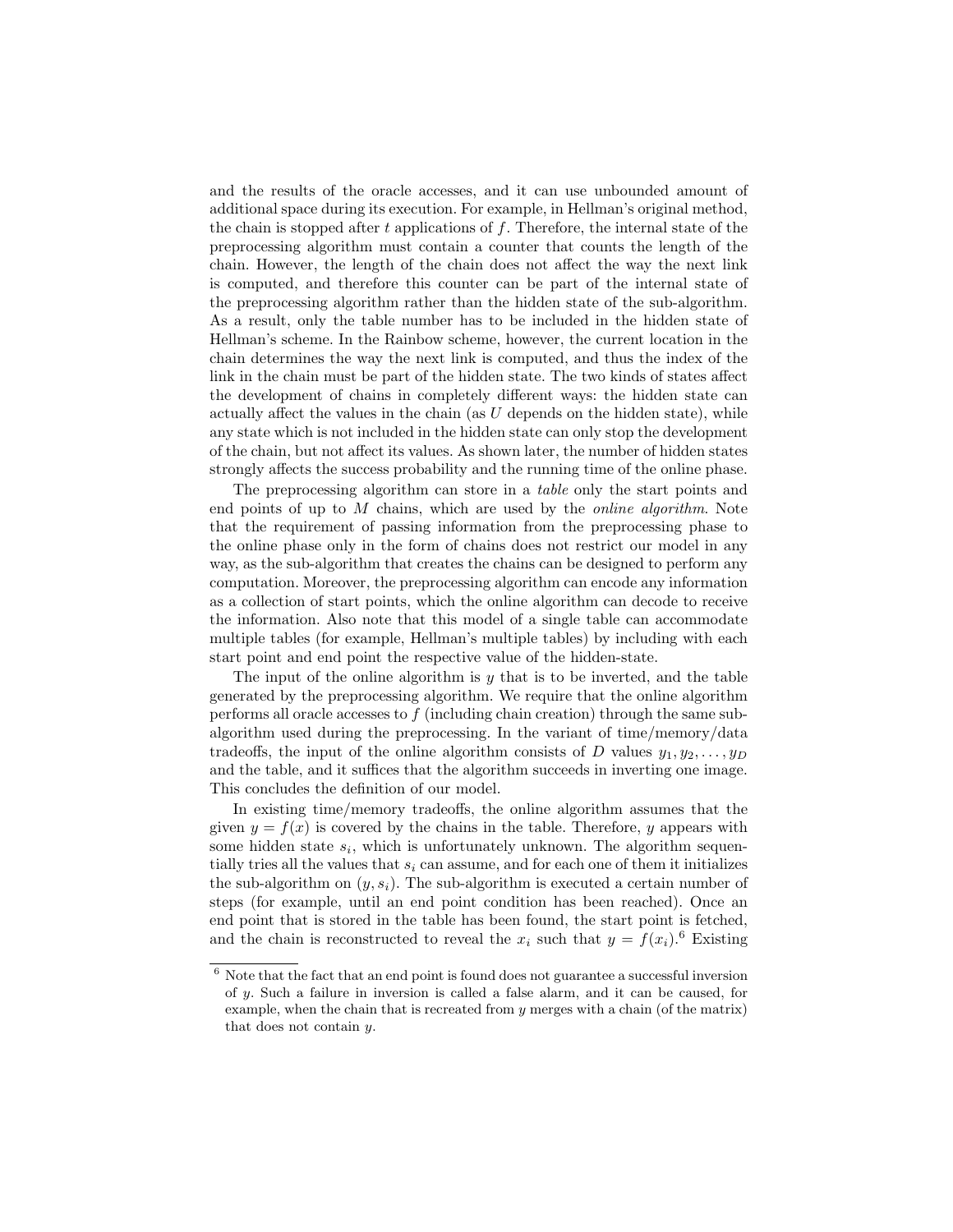and the results of the oracle accesses, and it can use unbounded amount of additional space during its execution. For example, in Hellman's original method, the chain is stopped after $t$ applications of $f$. Therefore, the internal state of the preprocessing algorithm must contain a counter that counts the length of the chain. However, the length of the chain does not affect the way the next link is computed, and therefore this counter can be part of the internal state of the preprocessing algorithm rather than the hidden state of the sub-algorithm. As a result, only the table number has to be included in the hidden state of Hellman's scheme. In the Rainbow scheme, however, the current location in the chain determines the way the next link is computed, and thus the index of the link in the chain must be part of the hidden state. The two kinds of states affect the development of chains in completely different ways: the hidden state can actually affect the values in the chain (as $U$ depends on the hidden state), while any state which is not included in the hidden state can only stop the development of the chain, but not affect its values. As shown later, the number of hidden states strongly affects the success probability and the running time of the online phase.

The preprocessing algorithm can store in a *table* only the start points and end points of up to $M$ chains, which are used by the *online algorithm*. Note that the requirement of passing information from the preprocessing phase to the online phase only in the form of chains does not restrict our model in any way, as the sub-algorithm that creates the chains can be designed to perform any computation. Moreover, the preprocessing algorithm can encode any information as a collection of start points, which the online algorithm can decode to receive the information. Also note that this model of a single table can accommodate multiple tables (for example, Hellman's multiple tables) by including with each start point and end point the respective value of the hidden-state.

The input of the online algorithm is $y$ that is to be inverted, and the table generated by the preprocessing algorithm. We require that the online algorithm performs all oracle accesses to $f$ (including chain creation) through the same sub-algorithm used during the preprocessing. In the variant of time/memory/data tradeoffs, the input of the online algorithm consists of $D$ values $y_1, y_2, \ldots, y_D$ and the table, and it suffices that the algorithm succeeds in inverting one image. This concludes the definition of our model.

In existing time/memory tradeoffs, the online algorithm assumes that the given $y = f(x)$ is covered by the chains in the table. Therefore, $y$ appears with some hidden state $s_i$, which is unfortunately unknown. The algorithm sequentially tries all the values that $s_i$ can assume, and for each one of them it initializes the sub-algorithm on $(y, s_i)$. The sub-algorithm is executed a certain number of steps (for example, until an end point condition has been reached). Once an end point that is stored in the table has been found, the start point is fetched, and the chain is reconstructed to reveal the $x_i$ such that $y = f(x_i)$.[6] Existing

[6] Note that the fact that an end point is found does not guarantee a successful inversion of $y$. Such a failure in inversion is called a false alarm, and it can be caused, for example, when the chain that is recreated from $y$ merges with a chain (of the matrix) that does not contain $y$.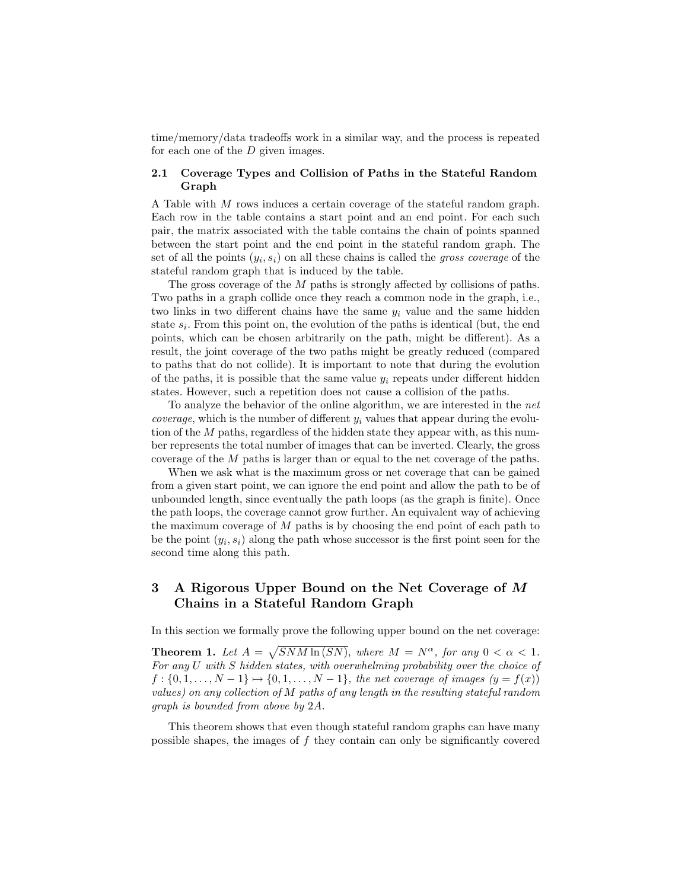time/memory/data tradeoffs work in a similar way, and the process is repeated for each one of the $D$ given images.

### 2.1 Coverage Types and Collision of Paths in the Stateful Random Graph

A Table with $M$ rows induces a certain coverage of the stateful random graph. Each row in the table contains a start point and an end point. For each such pair, the matrix associated with the table contains the chain of points spanned between the start point and the end point in the stateful random graph. The set of all the points $(y_i, s_i)$ on all these chains is called the *gross coverage* of the stateful random graph that is induced by the table.

The gross coverage of the $M$ paths is strongly affected by collisions of paths. Two paths in a graph collide once they reach a common node in the graph, i.e., two links in two different chains have the same $y_i$ value and the same hidden state $s_i$. From this point on, the evolution of the paths is identical (but, the end points, which can be chosen arbitrarily on the path, might be different). As a result, the joint coverage of the two paths might be greatly reduced (compared to paths that do not collide). It is important to note that during the evolution of the paths, it is possible that the same value $y_i$ repeats under different hidden states. However, such a repetition does not cause a collision of the paths.

To analyze the behavior of the online algorithm, we are interested in the *net coverage*, which is the number of different $y_i$ values that appear during the evolution of the $M$ paths, regardless of the hidden state they appear with, as this number represents the total number of images that can be inverted. Clearly, the gross coverage of the $M$ paths is larger than or equal to the net coverage of the paths.

When we ask what is the maximum gross or net coverage that can be gained from a given start point, we can ignore the end point and allow the path to be of unbounded length, since eventually the path loops (as the graph is finite). Once the path loops, the coverage cannot grow further. An equivalent way of achieving the maximum coverage of $M$ paths is by choosing the end point of each path to be the point $(y_i, s_i)$ along the path whose successor is the first point seen for the second time along this path.

## 3 A Rigorous Upper Bound on the Net Coverage of $M$ Chains in a Stateful Random Graph

In this section we formally prove the following upper bound on the net coverage:

**Theorem 1.** *Let $A = \sqrt{SNM \ln(SN)}$, where $M = N^{\alpha}$, for any $0 < \alpha < 1$. For any $U$ with $S$ hidden states, with overwhelming probability over the choice of $f : \{0, 1, \ldots, N-1\} \mapsto \{0, 1, \ldots, N-1\}$, the net coverage of images ($y = f(x)$) values) on any collection of $M$ paths of any length in the resulting stateful random graph is bounded from above by $2A$.*

This theorem shows that even though stateful random graphs can have many possible shapes, the images of $f$ they contain can only be significantly covered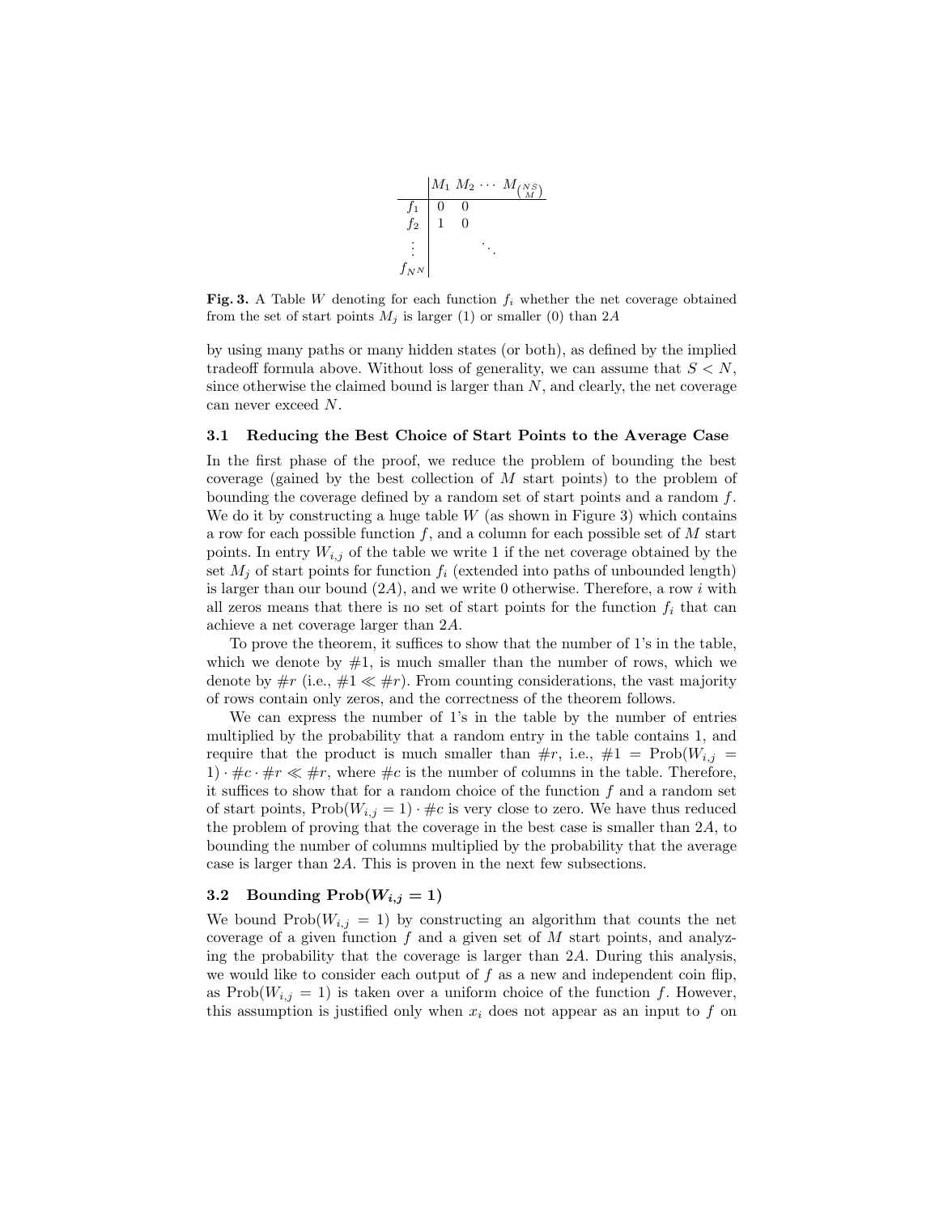| | $M_1$ | $M_2$ | $\cdots$ | $M_{\binom{NS}{M}}$ |
|---|---|---|---|---|
| $f_1$ | 0 | 0 | | |
| $f_2$ | 1 | 0 | | |
| $\vdots$ | | | $\ddots$ | |
| $f_{N^N}$ | | | | |

**Fig. 3.** A Table $W$ denoting for each function $f_i$ whether the net coverage obtained from the set of start points $M_j$ is larger (1) or smaller (0) than $2A$

by using many paths or many hidden states (or both), as defined by the implied tradeoff formula above. Without loss of generality, we can assume that $S < N$, since otherwise the claimed bound is larger than $N$, and clearly, the net coverage can never exceed $N$.

### 3.1 Reducing the Best Choice of Start Points to the Average Case

In the first phase of the proof, we reduce the problem of bounding the best coverage (gained by the best collection of $M$ start points) to the problem of bounding the coverage defined by a random set of start points and a random $f$. We do it by constructing a huge table $W$ (as shown in Figure 3) which contains a row for each possible function $f$, and a column for each possible set of $M$ start points. In entry $W_{i,j}$ of the table we write 1 if the net coverage obtained by the set $M_j$ of start points for function $f_i$ (extended into paths of unbounded length) is larger than our bound ($2A$), and we write 0 otherwise. Therefore, a row $i$ with all zeros means that there is no set of start points for the function $f_i$ that can achieve a net coverage larger than $2A$.

To prove the theorem, it suffices to show that the number of 1's in the table, which we denote by $\#1$, is much smaller than the number of rows, which we denote by $\#r$ (i.e., $\#1 \ll \#r$). From counting considerations, the vast majority of rows contain only zeros, and the correctness of the theorem follows.

We can express the number of 1's in the table by the number of entries multiplied by the probability that a random entry in the table contains 1, and require that the product is much smaller than $\#r$, i.e., $\#1 = \text{Prob}(W_{i,j} = 1) \cdot \#c \cdot \#r \ll \#r$, where $\#c$ is the number of columns in the table. Therefore, it suffices to show that for a random choice of the function $f$ and a random set of start points, $\text{Prob}(W_{i,j} = 1) \cdot \#c$ is very close to zero. We have thus reduced the problem of proving that the coverage in the best case is smaller than $2A$, to bounding the number of columns multiplied by the probability that the average case is larger than $2A$. This is proven in the next few subsections.

### 3.2 Bounding $\text{Prob}(W_{i,j} = 1)$

We bound $\text{Prob}(W_{i,j} = 1)$ by constructing an algorithm that counts the net coverage of a given function $f$ and a given set of $M$ start points, and analyzing the probability that the coverage is larger than $2A$. During this analysis, we would like to consider each output of $f$ as a new and independent coin flip, as $\text{Prob}(W_{i,j} = 1)$ is taken over a uniform choice of the function $f$. However, this assumption is justified only when $x_i$ does not appear as an input to $f$ on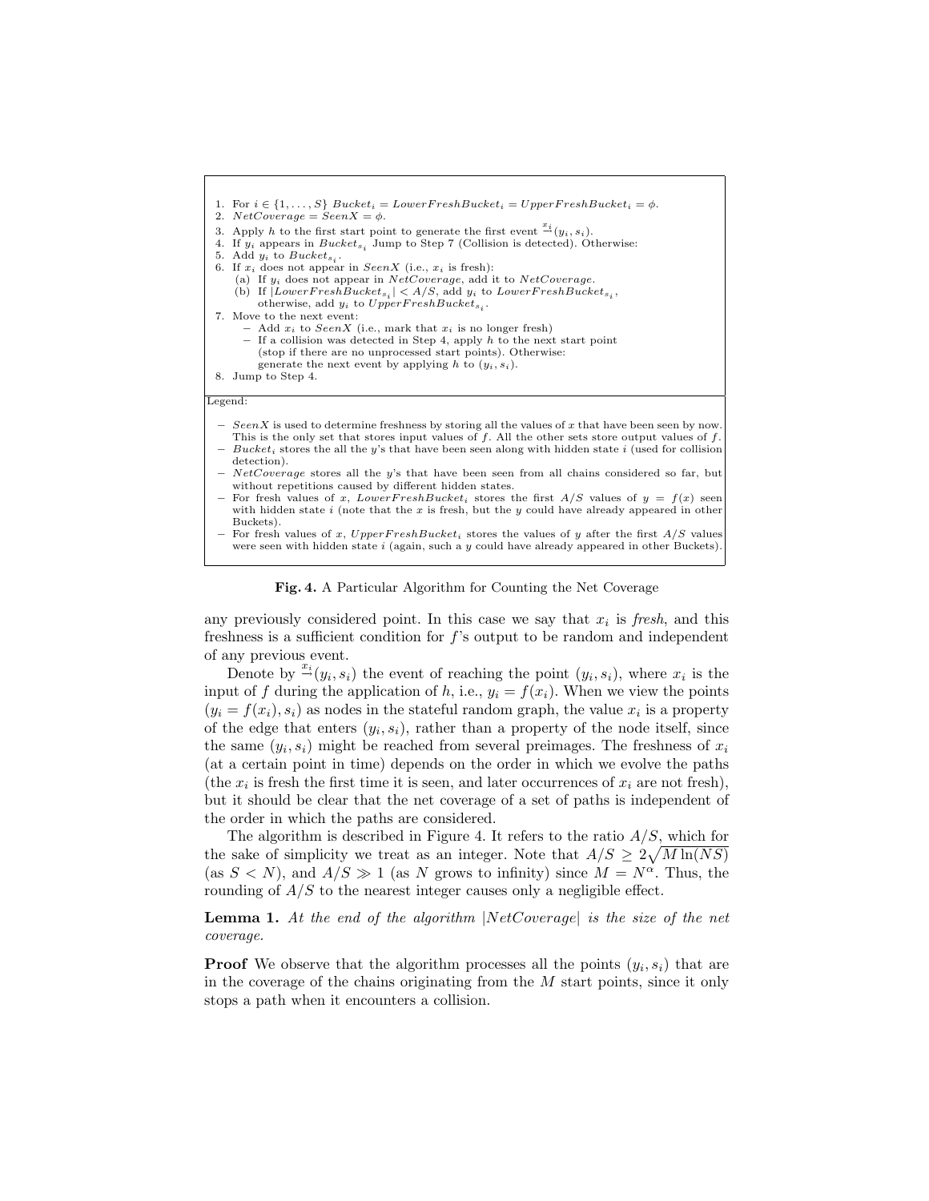1. For $i \in \{1,\ldots,S\}$ $Bucket_i = LowerFreshBucket_i = UpperFreshBucket_i = \phi$.
2. $NetCoverage = SeenX = \phi$.
3. Apply $h$ to the first start point to generate the first event $\overset{x_i}{\rightharpoonup}(y_i, s_i)$.
4. If $y_i$ appears in $Bucket_{s_i}$ Jump to Step 7 (Collision is detected). Otherwise:
5. Add $y_i$ to $Bucket_{s_i}$.
6. If $x_i$ does not appear in $SeenX$ (i.e., $x_i$ is fresh):
   (a) If $y_i$ does not appear in $NetCoverage$, add it to $NetCoverage$.
   (b) If $|LowerFreshBucket_{s_i}| < A/S$, add $y_i$ to $LowerFreshBucket_{s_i}$, otherwise, add $y_i$ to $UpperFreshBucket_{s_i}$.
7. Move to the next event:
   - Add $x_i$ to $SeenX$ (i.e., mark that $x_i$ is no longer fresh)
   - If a collision was detected in Step 4, apply $h$ to the next start point (stop if there are no unprocessed start points). Otherwise: generate the next event by applying $h$ to $(y_i, s_i)$.
8. Jump to Step 4.

Legend:

- $SeenX$ is used to determine freshness by storing all the values of $x$ that have been seen by now. This is the only set that stores input values of $f$. All the other sets store output values of $f$.
- $Bucket_i$ stores the all the $y$'s that have been seen along with hidden state $i$ (used for collision detection).
- $NetCoverage$ stores all the $y$'s that have been seen from all chains considered so far, but without repetitions caused by different hidden states.
- For fresh values of $x$, $LowerFreshBucket_i$ stores the first $A/S$ values of $y = f(x)$ seen with hidden state $i$ (note that the $x$ is fresh, but the $y$ could have already appeared in other Buckets).
- For fresh values of $x$, $UpperFreshBucket_i$ stores the values of $y$ after the first $A/S$ values were seen with hidden state $i$ (again, such a $y$ could have already appeared in other Buckets).

**Fig. 4.** A Particular Algorithm for Counting the Net Coverage

any previously considered point. In this case we say that $x_i$ is *fresh*, and this freshness is a sufficient condition for $f$'s output to be random and independent of any previous event.

Denote by $\overset{x_i}{\rightharpoonup}(y_i, s_i)$ the event of reaching the point $(y_i, s_i)$, where $x_i$ is the input of $f$ during the application of $h$, i.e., $y_i = f(x_i)$. When we view the points $(y_i = f(x_i), s_i)$ as nodes in the stateful random graph, the value $x_i$ is a property of the edge that enters $(y_i, s_i)$, rather than a property of the node itself, since the same $(y_i, s_i)$ might be reached from several preimages. The freshness of $x_i$ (at a certain point in time) depends on the order in which we evolve the paths (the $x_i$ is fresh the first time it is seen, and later occurrences of $x_i$ are not fresh), but it should be clear that the net coverage of a set of paths is independent of the order in which the paths are considered.

The algorithm is described in Figure 4. It refers to the ratio $A/S$, which for the sake of simplicity we treat as an integer. Note that $A/S \geq 2\sqrt{M \ln(NS)}$ (as $S < N$), and $A/S \gg 1$ (as $N$ grows to infinity) since $M = N^\alpha$. Thus, the rounding of $A/S$ to the nearest integer causes only a negligible effect.

**Lemma 1.** *At the end of the algorithm $|NetCoverage|$ is the size of the net coverage.*

**Proof** We observe that the algorithm processes all the points $(y_i, s_i)$ that are in the coverage of the chains originating from the $M$ start points, since it only stops a path when it encounters a collision.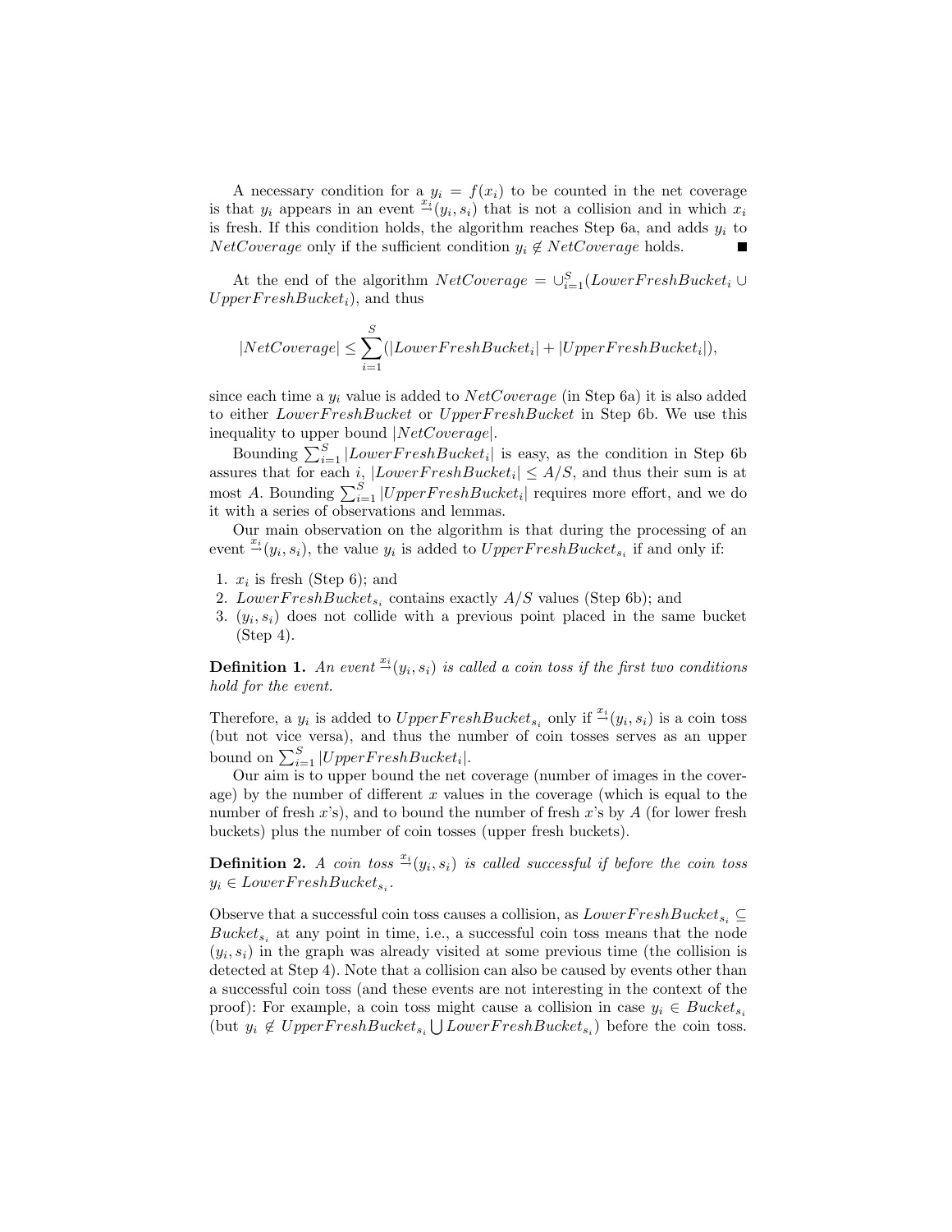A necessary condition for a $y_i = f(x_i)$ to be counted in the net coverage is that $y_i$ appears in an event $\xrightarrow{x_i}(y_i, s_i)$ that is not a collision and in which $x_i$ is fresh. If this condition holds, the algorithm reaches Step 6a, and adds $y_i$ to $NetCoverage$ only if the sufficient condition $y_i \notin NetCoverage$ holds. ■

At the end of the algorithm $NetCoverage = \cup_{i=1}^{S}(LowerFreshBucket_i \cup UpperFreshBucket_i)$, and thus

$$|NetCoverage| \leq \sum_{i=1}^{S}(|LowerFreshBucket_i| + |UpperFreshBucket_i|),$$

since each time a $y_i$ value is added to $NetCoverage$ (in Step 6a) it is also added to either $LowerFreshBucket$ or $UpperFreshBucket$ in Step 6b. We use this inequality to upper bound $|NetCoverage|$.

Bounding $\sum_{i=1}^{S}|LowerFreshBucket_i|$ is easy, as the condition in Step 6b assures that for each $i$, $|LowerFreshBucket_i| \leq A/S$, and thus their sum is at most $A$. Bounding $\sum_{i=1}^{S}|UpperFreshBucket_i|$ requires more effort, and we do it with a series of observations and lemmas.

Our main observation on the algorithm is that during the processing of an event $\xrightarrow{x_i}(y_i, s_i)$, the value $y_i$ is added to $UpperFreshBucket_{s_i}$ if and only if:

1. $x_i$ is fresh (Step 6); and
2. $LowerFreshBucket_{s_i}$ contains exactly $A/S$ values (Step 6b); and
3. $(y_i, s_i)$ does not collide with a previous point placed in the same bucket (Step 4).

**Definition 1.** *An event $\xrightarrow{x_i}(y_i, s_i)$ is called a coin toss if the first two conditions hold for the event.*

Therefore, a $y_i$ is added to $UpperFreshBucket_{s_i}$ only if $\xrightarrow{x_i}(y_i, s_i)$ is a coin toss (but not vice versa), and thus the number of coin tosses serves as an upper bound on $\sum_{i=1}^{S}|UpperFreshBucket_i|$.

Our aim is to upper bound the net coverage (number of images in the coverage) by the number of different $x$ values in the coverage (which is equal to the number of fresh $x$'s), and to bound the number of fresh $x$'s by $A$ (for lower fresh buckets) plus the number of coin tosses (upper fresh buckets).

**Definition 2.** *A coin toss $\xrightarrow{x_i}(y_i, s_i)$ is called successful if before the coin toss $y_i \in LowerFreshBucket_{s_i}$.*

Observe that a successful coin toss causes a collision, as $LowerFreshBucket_{s_i} \subseteq Bucket_{s_i}$ at any point in time, i.e., a successful coin toss means that the node $(y_i, s_i)$ in the graph was already visited at some previous time (the collision is detected at Step 4). Note that a collision can also be caused by events other than a successful coin toss (and these events are not interesting in the context of the proof): For example, a coin toss might cause a collision in case $y_i \in Bucket_{s_i}$ (but $y_i \notin UpperFreshBucket_{s_i} \bigcup LowerFreshBucket_{s_i}$) before the coin toss.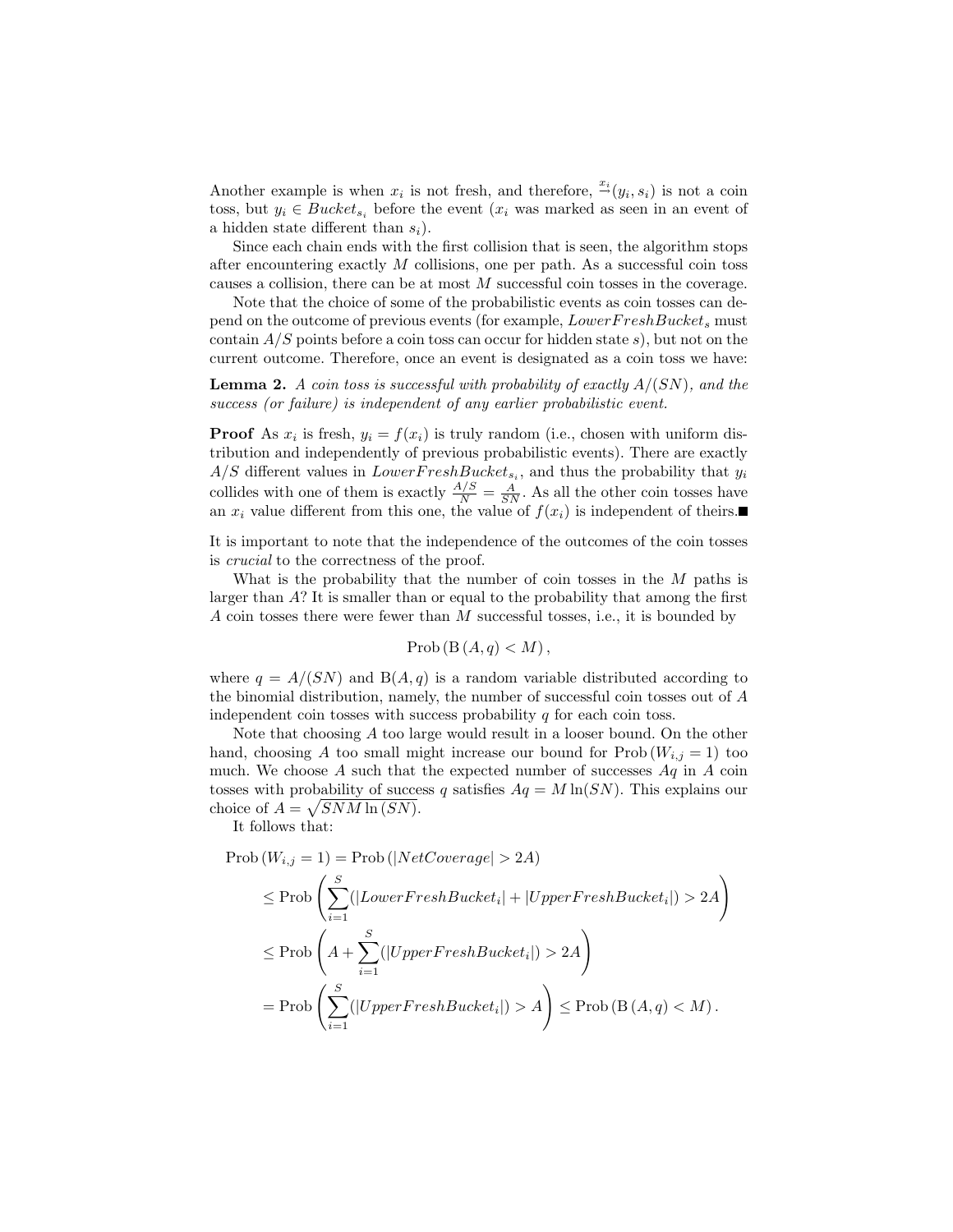Another example is when $x_i$ is not fresh, and therefore, $\overset{x_i}{\rightarrow}(y_i, s_i)$ is not a coin toss, but $y_i \in Bucket_{s_i}$ before the event ($x_i$ was marked as seen in an event of a hidden state different than $s_i$).

Since each chain ends with the first collision that is seen, the algorithm stops after encountering exactly $M$ collisions, one per path. As a successful coin toss causes a collision, there can be at most $M$ successful coin tosses in the coverage.

Note that the choice of some of the probabilistic events as coin tosses can depend on the outcome of previous events (for example, $LowerFreshBucket_s$ must contain $A/S$ points before a coin toss can occur for hidden state $s$), but not on the current outcome. Therefore, once an event is designated as a coin toss we have:

**Lemma 2.** *A coin toss is successful with probability of exactly $A/(SN)$, and the success (or failure) is independent of any earlier probabilistic event.*

**Proof** As $x_i$ is fresh, $y_i = f(x_i)$ is truly random (i.e., chosen with uniform distribution and independently of previous probabilistic events). There are exactly $A/S$ different values in $LowerFreshBucket_{s_i}$, and thus the probability that $y_i$ collides with one of them is exactly $\frac{A/S}{N} = \frac{A}{SN}$. As all the other coin tosses have an $x_i$ value different from this one, the value of $f(x_i)$ is independent of theirs. ■

It is important to note that the independence of the outcomes of the coin tosses is *crucial* to the correctness of the proof.

What is the probability that the number of coin tosses in the $M$ paths is larger than $A$? It is smaller than or equal to the probability that among the first $A$ coin tosses there were fewer than $M$ successful tosses, i.e., it is bounded by

$$\text{Prob}\left(\text{B}\left(A, q\right) < M\right),$$

where $q = A/(SN)$ and $\text{B}(A, q)$ is a random variable distributed according to the binomial distribution, namely, the number of successful coin tosses out of $A$ independent coin tosses with success probability $q$ for each coin toss.

Note that choosing $A$ too large would result in a looser bound. On the other hand, choosing $A$ too small might increase our bound for $\text{Prob}\left(W_{i,j} = 1\right)$ too much. We choose $A$ such that the expected number of successes $Aq$ in $A$ coin tosses with probability of success $q$ satisfies $Aq = M \ln(SN)$. This explains our choice of $A = \sqrt{SNM \ln(SN)}$.

It follows that:

$$\begin{aligned}
\text{Prob}\left(W_{i,j} = 1\right) &= \text{Prob}\left(|NetCoverage| > 2A\right) \\
&\leq \text{Prob}\left(\sum_{i=1}^{S}(|LowerFreshBucket_i| + |UpperFreshBucket_i|) > 2A\right) \\
&\leq \text{Prob}\left(A + \sum_{i=1}^{S}(|UpperFreshBucket_i|) > 2A\right) \\
&= \text{Prob}\left(\sum_{i=1}^{S}(|UpperFreshBucket_i|) > A\right) \leq \text{Prob}\left(\text{B}\left(A, q\right) < M\right).
\end{aligned}$$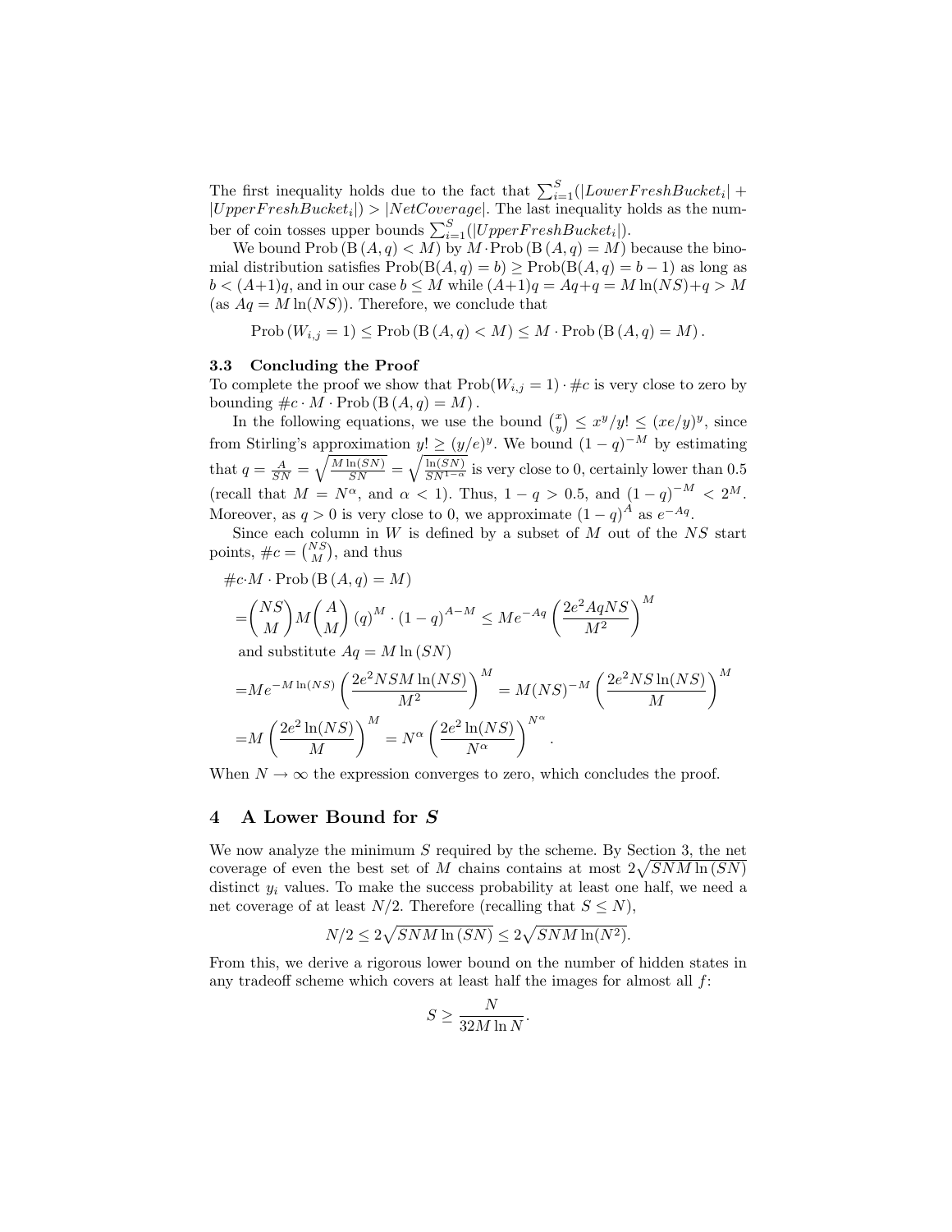The first inequality holds due to the fact that $\sum_{i=1}^{S}(|LowerFreshBucket_i| + |UpperFreshBucket_i|) > |NetCoverage|$. The last inequality holds as the number of coin tosses upper bounds $\sum_{i=1}^{S}(|UpperFreshBucket_i|)$.

We bound $\text{Prob}\left(\text{B}\left(A,q\right) < M\right)$ by $M \cdot \text{Prob}\left(\text{B}\left(A,q\right) = M\right)$ because the binomial distribution satisfies $\text{Prob}(\text{B}(A,q) = b) \geq \text{Prob}(\text{B}(A,q) = b-1)$ as long as $b < (A+1)q$, and in our case $b \leq M$ while $(A+1)q = Aq + q = M\ln(NS) + q > M$ (as $Aq = M\ln(NS)$). Therefore, we conclude that

$$\text{Prob}\left(W_{i,j} = 1\right) \leq \text{Prob}\left(\text{B}\left(A,q\right) < M\right) \leq M \cdot \text{Prob}\left(\text{B}\left(A,q\right) = M\right).$$

### 3.3 Concluding the Proof

To complete the proof we show that $\text{Prob}(W_{i,j} = 1) \cdot \#c$ is very close to zero by bounding $\#c \cdot M \cdot \text{Prob}\left(\text{B}\left(A,q\right) = M\right)$.

In the following equations, we use the bound $\binom{x}{y} \leq x^y/y! \leq (xe/y)^y$, since from Stirling's approximation $y! \geq (y/e)^y$. We bound $(1-q)^{-M}$ by estimating that $q = \frac{A}{SN} = \sqrt{\frac{M\ln(SN)}{SN}} = \sqrt{\frac{\ln(SN)}{SN^{1-\alpha}}}$ is very close to 0, certainly lower than 0.5 (recall that $M = N^\alpha$, and $\alpha < 1$). Thus, $1-q > 0.5$, and $(1-q)^{-M} < 2^M$. Moreover, as $q > 0$ is very close to 0, we approximate $(1-q)^A$ as $e^{-Aq}$.

Since each column in $W$ is defined by a subset of $M$ out of the $NS$ start points, $\#c = \binom{NS}{M}$, and thus

$$\begin{aligned}
&\#c \cdot M \cdot \text{Prob}\left(\text{B}\left(A,q\right) = M\right) \\
&= \binom{NS}{M} M \binom{A}{M} (q)^M \cdot (1-q)^{A-M} \leq M e^{-Aq} \left(\frac{2e^2 AqNS}{M^2}\right)^M \\
&\quad \text{and substitute } Aq = M\ln(SN) \\
&= M e^{-M\ln(NS)} \left(\frac{2e^2 NSM\ln(NS)}{M^2}\right)^M = M(NS)^{-M} \left(\frac{2e^2 NS\ln(NS)}{M}\right)^M \\
&= M \left(\frac{2e^2\ln(NS)}{M}\right)^M = N^\alpha \left(\frac{2e^2\ln(NS)}{N^\alpha}\right)^{N^\alpha}.
\end{aligned}$$

When $N \to \infty$ the expression converges to zero, which concludes the proof.

## 4 A Lower Bound for $S$

We now analyze the minimum $S$ required by the scheme. By Section 3, the net coverage of even the best set of $M$ chains contains at most $2\sqrt{SNM\ln(SN)}$ distinct $y_i$ values. To make the success probability at least one half, we need a net coverage of at least $N/2$. Therefore (recalling that $S \leq N$),

$$N/2 \leq 2\sqrt{SNM\ln(SN)} \leq 2\sqrt{SNM\ln(N^2)}.$$

From this, we derive a rigorous lower bound on the number of hidden states in any tradeoff scheme which covers at least half the images for almost all $f$:

$$S \geq \frac{N}{32M\ln N}.$$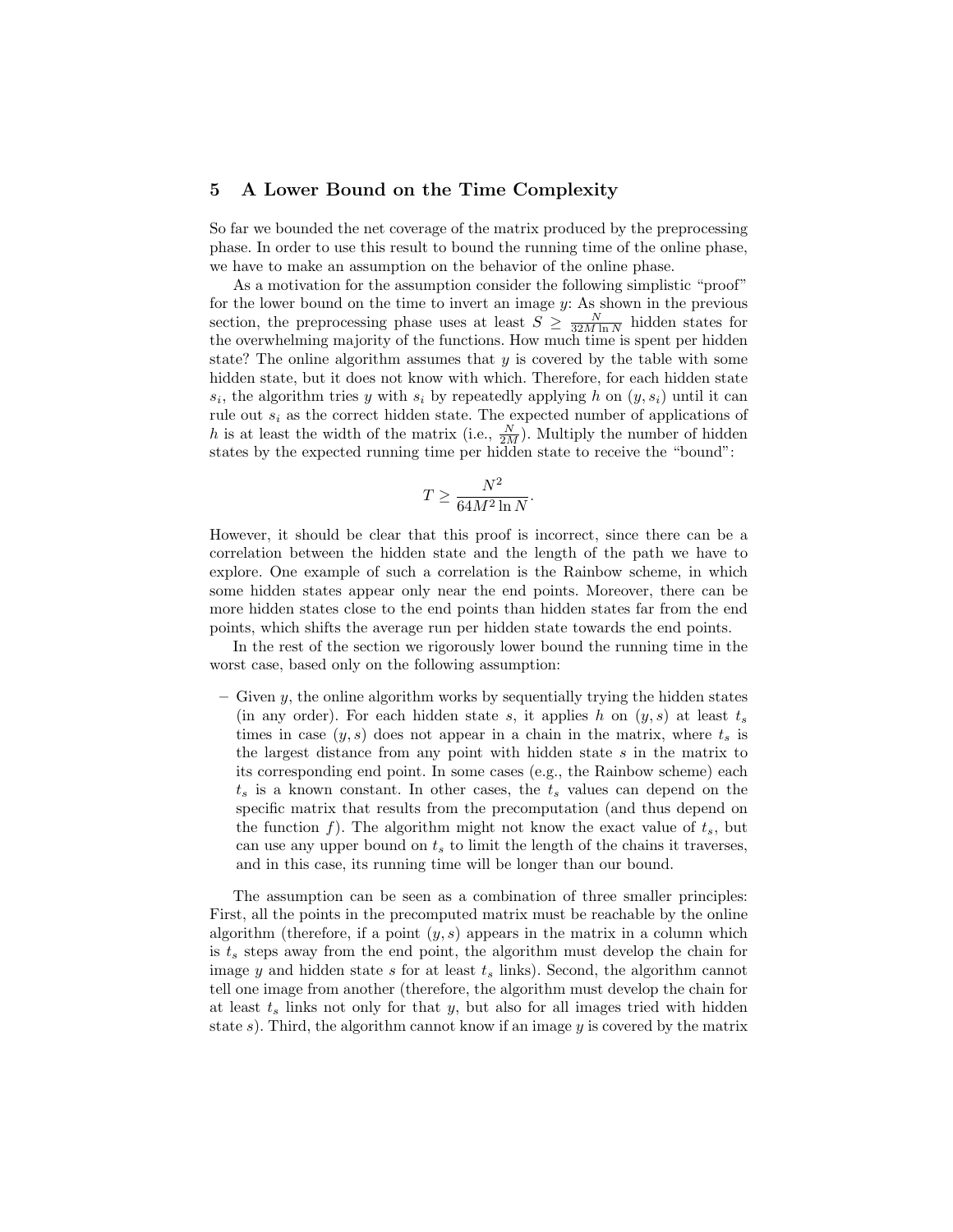## 5 A Lower Bound on the Time Complexity

So far we bounded the net coverage of the matrix produced by the preprocessing phase. In order to use this result to bound the running time of the online phase, we have to make an assumption on the behavior of the online phase.

As a motivation for the assumption consider the following simplistic "proof" for the lower bound on the time to invert an image $y$: As shown in the previous section, the preprocessing phase uses at least $S \geq \frac{N}{32M \ln N}$ hidden states for the overwhelming majority of the functions. How much time is spent per hidden state? The online algorithm assumes that $y$ is covered by the table with some hidden state, but it does not know with which. Therefore, for each hidden state $s_i$, the algorithm tries $y$ with $s_i$ by repeatedly applying $h$ on $(y, s_i)$ until it can rule out $s_i$ as the correct hidden state. The expected number of applications of $h$ is at least the width of the matrix (i.e., $\frac{N}{2M}$). Multiply the number of hidden states by the expected running time per hidden state to receive the "bound":

$$T \geq \frac{N^2}{64M^2 \ln N}.$$

However, it should be clear that this proof is incorrect, since there can be a correlation between the hidden state and the length of the path we have to explore. One example of such a correlation is the Rainbow scheme, in which some hidden states appear only near the end points. Moreover, there can be more hidden states close to the end points than hidden states far from the end points, which shifts the average run per hidden state towards the end points.

In the rest of the section we rigorously lower bound the running time in the worst case, based only on the following assumption:

– Given $y$, the online algorithm works by sequentially trying the hidden states (in any order). For each hidden state $s$, it applies $h$ on $(y, s)$ at least $t_s$ times in case $(y, s)$ does not appear in a chain in the matrix, where $t_s$ is the largest distance from any point with hidden state $s$ in the matrix to its corresponding end point. In some cases (e.g., the Rainbow scheme) each $t_s$ is a known constant. In other cases, the $t_s$ values can depend on the specific matrix that results from the precomputation (and thus depend on the function $f$). The algorithm might not know the exact value of $t_s$, but can use any upper bound on $t_s$ to limit the length of the chains it traverses, and in this case, its running time will be longer than our bound.

The assumption can be seen as a combination of three smaller principles: First, all the points in the precomputed matrix must be reachable by the online algorithm (therefore, if a point $(y, s)$ appears in the matrix in a column which is $t_s$ steps away from the end point, the algorithm must develop the chain for image $y$ and hidden state $s$ for at least $t_s$ links). Second, the algorithm cannot tell one image from another (therefore, the algorithm must develop the chain for at least $t_s$ links not only for that $y$, but also for all images tried with hidden state $s$). Third, the algorithm cannot know if an image $y$ is covered by the matrix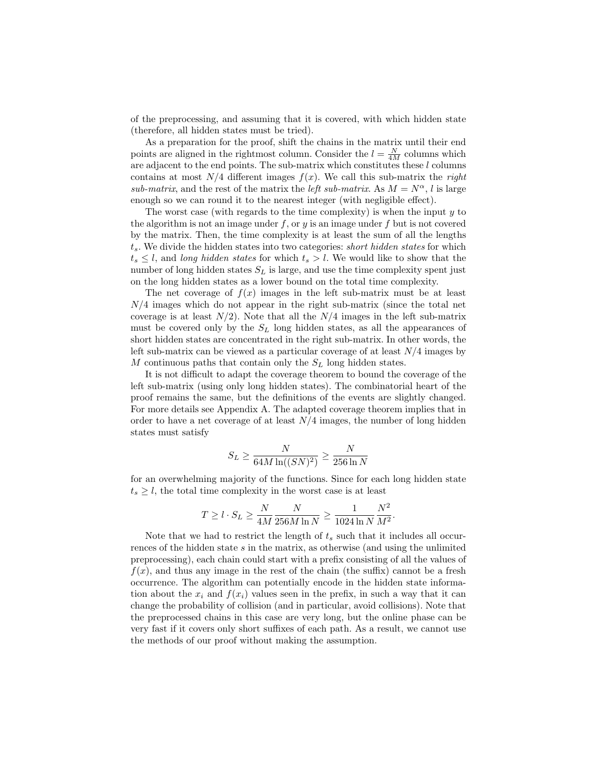of the preprocessing, and assuming that it is covered, with which hidden state (therefore, all hidden states must be tried).

As a preparation for the proof, shift the chains in the matrix until their end points are aligned in the rightmost column. Consider the $l = \frac{N}{4M}$ columns which are adjacent to the end points. The sub-matrix which constitutes these $l$ columns contains at most $N/4$ different images $f(x)$. We call this sub-matrix the *right sub-matrix*, and the rest of the matrix the *left sub-matrix*. As $M = N^{\alpha}$, $l$ is large enough so we can round it to the nearest integer (with negligible effect).

The worst case (with regards to the time complexity) is when the input $y$ to the algorithm is not an image under $f$, or $y$ is an image under $f$ but is not covered by the matrix. Then, the time complexity is at least the sum of all the lengths $t_s$. We divide the hidden states into two categories: *short hidden states* for which $t_s \leq l$, and *long hidden states* for which $t_s > l$. We would like to show that the number of long hidden states $S_L$ is large, and use the time complexity spent just on the long hidden states as a lower bound on the total time complexity.

The net coverage of $f(x)$ images in the left sub-matrix must be at least $N/4$ images which do not appear in the right sub-matrix (since the total net coverage is at least $N/2$). Note that all the $N/4$ images in the left sub-matrix must be covered only by the $S_L$ long hidden states, as all the appearances of short hidden states are concentrated in the right sub-matrix. In other words, the left sub-matrix can be viewed as a particular coverage of at least $N/4$ images by $M$ continuous paths that contain only the $S_L$ long hidden states.

It is not difficult to adapt the coverage theorem to bound the coverage of the left sub-matrix (using only long hidden states). The combinatorial heart of the proof remains the same, but the definitions of the events are slightly changed. For more details see Appendix A. The adapted coverage theorem implies that in order to have a net coverage of at least $N/4$ images, the number of long hidden states must satisfy

$$S_L \geq \frac{N}{64M \ln((SN)^2)} \geq \frac{N}{256 \ln N}$$

for an overwhelming majority of the functions. Since for each long hidden state $t_s \geq l$, the total time complexity in the worst case is at least

$$T \geq l \cdot S_L \geq \frac{N}{4M} \frac{N}{256M \ln N} \geq \frac{1}{1024 \ln N} \frac{N^2}{M^2}.$$

Note that we had to restrict the length of $t_s$ such that it includes all occurrences of the hidden state $s$ in the matrix, as otherwise (and using the unlimited preprocessing), each chain could start with a prefix consisting of all the values of $f(x)$, and thus any image in the rest of the chain (the suffix) cannot be a fresh occurrence. The algorithm can potentially encode in the hidden state information about the $x_i$ and $f(x_i)$ values seen in the prefix, in such a way that it can change the probability of collision (and in particular, avoid collisions). Note that the preprocessed chains in this case are very long, but the online phase can be very fast if it covers only short suffixes of each path. As a result, we cannot use the methods of our proof without making the assumption.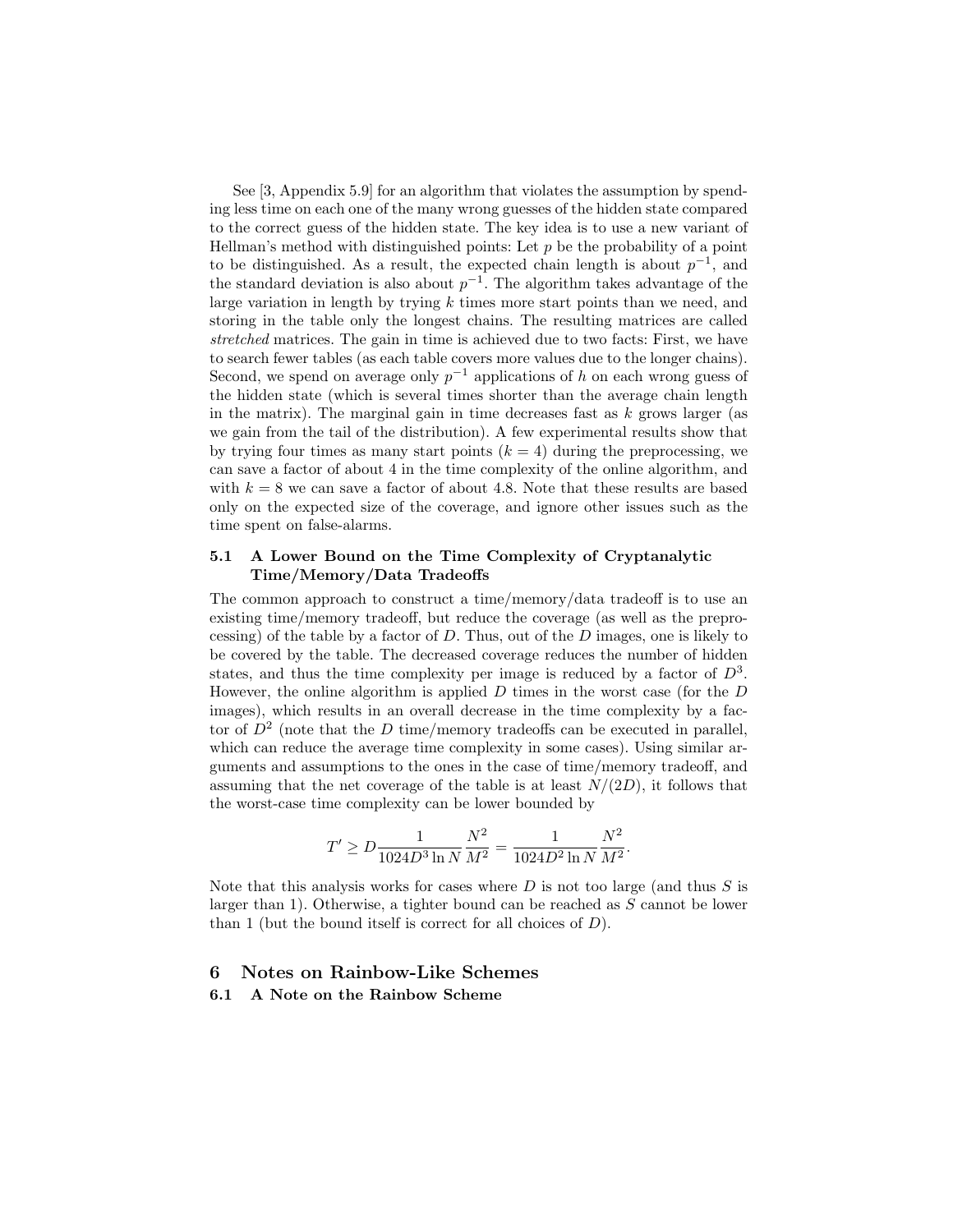See [3, Appendix 5.9] for an algorithm that violates the assumption by spending less time on each one of the many wrong guesses of the hidden state compared to the correct guess of the hidden state. The key idea is to use a new variant of Hellman's method with distinguished points: Let $p$ be the probability of a point to be distinguished. As a result, the expected chain length is about $p^{-1}$, and the standard deviation is also about $p^{-1}$. The algorithm takes advantage of the large variation in length by trying $k$ times more start points than we need, and storing in the table only the longest chains. The resulting matrices are called *stretched* matrices. The gain in time is achieved due to two facts: First, we have to search fewer tables (as each table covers more values due to the longer chains). Second, we spend on average only $p^{-1}$ applications of $h$ on each wrong guess of the hidden state (which is several times shorter than the average chain length in the matrix). The marginal gain in time decreases fast as $k$ grows larger (as we gain from the tail of the distribution). A few experimental results show that by trying four times as many start points ($k = 4$) during the preprocessing, we can save a factor of about 4 in the time complexity of the online algorithm, and with $k = 8$ we can save a factor of about 4.8. Note that these results are based only on the expected size of the coverage, and ignore other issues such as the time spent on false-alarms.

### 5.1 A Lower Bound on the Time Complexity of Cryptanalytic Time/Memory/Data Tradeoffs

The common approach to construct a time/memory/data tradeoff is to use an existing time/memory tradeoff, but reduce the coverage (as well as the preprocessing) of the table by a factor of $D$. Thus, out of the $D$ images, one is likely to be covered by the table. The decreased coverage reduces the number of hidden states, and thus the time complexity per image is reduced by a factor of $D^3$. However, the online algorithm is applied $D$ times in the worst case (for the $D$ images), which results in an overall decrease in the time complexity by a factor of $D^2$ (note that the $D$ time/memory tradeoffs can be executed in parallel, which can reduce the average time complexity in some cases). Using similar arguments and assumptions to the ones in the case of time/memory tradeoff, and assuming that the net coverage of the table is at least $N/(2D)$, it follows that the worst-case time complexity can be lower bounded by

$$T' \geq D \frac{1}{1024 D^3 \ln N} \frac{N^2}{M^2} = \frac{1}{1024 D^2 \ln N} \frac{N^2}{M^2}.$$

Note that this analysis works for cases where $D$ is not too large (and thus $S$ is larger than 1). Otherwise, a tighter bound can be reached as $S$ cannot be lower than 1 (but the bound itself is correct for all choices of $D$).

## 6 Notes on Rainbow-Like Schemes

### 6.1 A Note on the Rainbow Scheme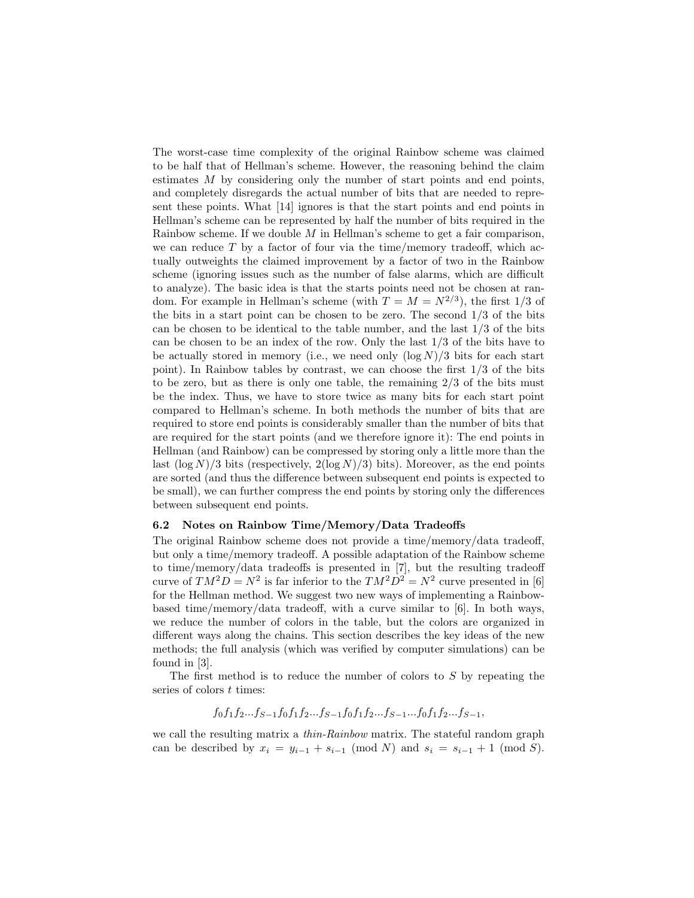The worst-case time complexity of the original Rainbow scheme was claimed to be half that of Hellman's scheme. However, the reasoning behind the claim estimates $M$ by considering only the number of start points and end points, and completely disregards the actual number of bits that are needed to represent these points. What [14] ignores is that the start points and end points in Hellman's scheme can be represented by half the number of bits required in the Rainbow scheme. If we double $M$ in Hellman's scheme to get a fair comparison, we can reduce $T$ by a factor of four via the time/memory tradeoff, which actually outweights the claimed improvement by a factor of two in the Rainbow scheme (ignoring issues such as the number of false alarms, which are difficult to analyze). The basic idea is that the starts points need not be chosen at random. For example in Hellman's scheme (with $T = M = N^{2/3}$), the first 1/3 of the bits in a start point can be chosen to be zero. The second 1/3 of the bits can be chosen to be identical to the table number, and the last 1/3 of the bits can be chosen to be an index of the row. Only the last 1/3 of the bits have to be actually stored in memory (i.e., we need only $(\log N)/3$ bits for each start point). In Rainbow tables by contrast, we can choose the first 1/3 of the bits to be zero, but as there is only one table, the remaining 2/3 of the bits must be the index. Thus, we have to store twice as many bits for each start point compared to Hellman's scheme. In both methods the number of bits that are required to store end points is considerably smaller than the number of bits that are required for the start points (and we therefore ignore it): The end points in Hellman (and Rainbow) can be compressed by storing only a little more than the last $(\log N)/3$ bits (respectively, $2(\log N)/3)$ bits). Moreover, as the end points are sorted (and thus the difference between subsequent end points is expected to be small), we can further compress the end points by storing only the differences between subsequent end points.

### 6.2 Notes on Rainbow Time/Memory/Data Tradeoffs

The original Rainbow scheme does not provide a time/memory/data tradeoff, but only a time/memory tradeoff. A possible adaptation of the Rainbow scheme to time/memory/data tradeoffs is presented in [7], but the resulting tradeoff curve of $TM^2D = N^2$ is far inferior to the $TM^2D^2 = N^2$ curve presented in [6] for the Hellman method. We suggest two new ways of implementing a Rainbow-based time/memory/data tradeoff, with a curve similar to [6]. In both ways, we reduce the number of colors in the table, but the colors are organized in different ways along the chains. This section describes the key ideas of the new methods; the full analysis (which was verified by computer simulations) can be found in [3].

The first method is to reduce the number of colors to $S$ by repeating the series of colors $t$ times:

$$f_0 f_1 f_2 ... f_{S-1} f_0 f_1 f_2 ... f_{S-1} f_0 f_1 f_2 ... f_{S-1} ... f_0 f_1 f_2 ... f_{S-1},$$

we call the resulting matrix a *thin-Rainbow* matrix. The stateful random graph can be described by $x_i = y_{i-1} + s_{i-1} \pmod{N}$ and $s_i = s_{i-1} + 1 \pmod{S}$.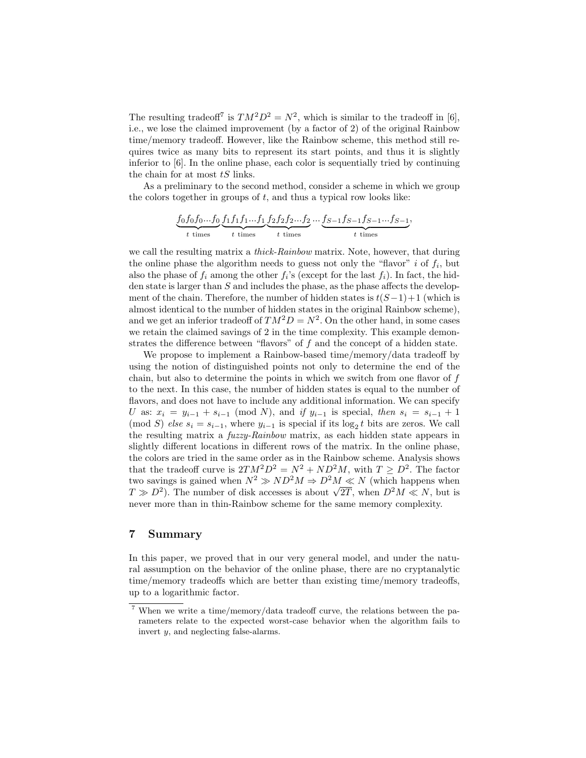The resulting tradeoff[7] is $TM^2D^2 = N^2$, which is similar to the tradeoff in [6], i.e., we lose the claimed improvement (by a factor of 2) of the original Rainbow time/memory tradeoff. However, like the Rainbow scheme, this method still requires twice as many bits to represent its start points, and thus it is slightly inferior to [6]. In the online phase, each color is sequentially tried by continuing the chain for at most $tS$ links.

As a preliminary to the second method, consider a scheme in which we group the colors together in groups of $t$, and thus a typical row looks like:

$$\underbrace{f_0 f_0 f_0 \cdots f_0}_{t \text{ times}} \underbrace{f_1 f_1 f_1 \cdots f_1}_{t \text{ times}} \underbrace{f_2 f_2 f_2 \cdots f_2}_{t \text{ times}} \cdots \underbrace{f_{S-1} f_{S-1} f_{S-1} \cdots f_{S-1}}_{t \text{ times}},$$

we call the resulting matrix a *thick-Rainbow* matrix. Note, however, that during the online phase the algorithm needs to guess not only the "flavor" $i$ of $f_i$, but also the phase of $f_i$ among the other $f_i$'s (except for the last $f_i$). In fact, the hidden state is larger than $S$ and includes the phase, as the phase affects the development of the chain. Therefore, the number of hidden states is $t(S-1)+1$ (which is almost identical to the number of hidden states in the original Rainbow scheme), and we get an inferior tradeoff of $TM^2D = N^2$. On the other hand, in some cases we retain the claimed savings of 2 in the time complexity. This example demonstrates the difference between "flavors" of $f$ and the concept of a hidden state.

We propose to implement a Rainbow-based time/memory/data tradeoff by using the notion of distinguished points not only to determine the end of the chain, but also to determine the points in which we switch from one flavor of $f$ to the next. In this case, the number of hidden states is equal to the number of flavors, and does not have to include any additional information. We can specify $U$ as: $x_i = y_{i-1} + s_{i-1} \pmod N$, and *if* $y_{i-1}$ is special, *then* $s_i = s_{i-1} + 1 \pmod S$ *else* $s_i = s_{i-1}$, where $y_{i-1}$ is special if its $\log_2 t$ bits are zeros. We call the resulting matrix a *fuzzy-Rainbow* matrix, as each hidden state appears in slightly different locations in different rows of the matrix. In the online phase, the colors are tried in the same order as in the Rainbow scheme. Analysis shows that the tradeoff curve is $2TM^2D^2 = N^2 + ND^2M$, with $T \geq D^2$. The factor two savings is gained when $N^2 \gg ND^2M \Rightarrow D^2M \ll N$ (which happens when $T \gg D^2$). The number of disk accesses is about $\sqrt{2T}$, when $D^2M \ll N$, but is never more than in thin-Rainbow scheme for the same memory complexity.

## 7 Summary

In this paper, we proved that in our very general model, and under the natural assumption on the behavior of the online phase, there are no cryptanalytic time/memory tradeoffs which are better than existing time/memory tradeoffs, up to a logarithmic factor.

[7] When we write a time/memory/data tradeoff curve, the relations between the parameters relate to the expected worst-case behavior when the algorithm fails to invert $y$, and neglecting false-alarms.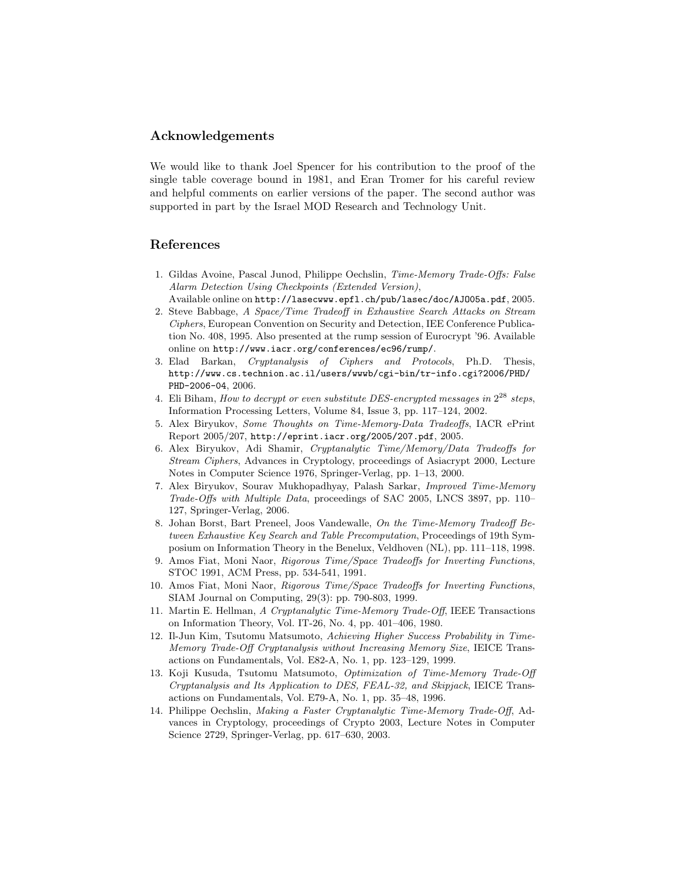## Acknowledgements

We would like to thank Joel Spencer for his contribution to the proof of the single table coverage bound in 1981, and Eran Tromer for his careful review and helpful comments on earlier versions of the paper. The second author was supported in part by the Israel MOD Research and Technology Unit.

## References

1. Gildas Avoine, Pascal Junod, Philippe Oechslin, *Time-Memory Trade-Offs: False Alarm Detection Using Checkpoints (Extended Version)*, Available online on `http://lasecwww.epfl.ch/pub/lasec/doc/AJO05a.pdf`, 2005.
2. Steve Babbage, *A Space/Time Tradeoff in Exhaustive Search Attacks on Stream Ciphers*, European Convention on Security and Detection, IEE Conference Publication No. 408, 1995. Also presented at the rump session of Eurocrypt '96. Available online on `http://www.iacr.org/conferences/ec96/rump/`.
3. Elad Barkan, *Cryptanalysis of Ciphers and Protocols*, Ph.D. Thesis, `http://www.cs.technion.ac.il/users/wwwb/cgi-bin/tr-info.cgi?2006/PHD/PHD-2006-04`, 2006.
4. Eli Biham, *How to decrypt or even substitute DES-encrypted messages in $2^{28}$ steps*, Information Processing Letters, Volume 84, Issue 3, pp. 117–124, 2002.
5. Alex Biryukov, *Some Thoughts on Time-Memory-Data Tradeoffs*, IACR ePrint Report 2005/207, `http://eprint.iacr.org/2005/207.pdf`, 2005.
6. Alex Biryukov, Adi Shamir, *Cryptanalytic Time/Memory/Data Tradeoffs for Stream Ciphers*, Advances in Cryptology, proceedings of Asiacrypt 2000, Lecture Notes in Computer Science 1976, Springer-Verlag, pp. 1–13, 2000.
7. Alex Biryukov, Sourav Mukhopadhyay, Palash Sarkar, *Improved Time-Memory Trade-Offs with Multiple Data*, proceedings of SAC 2005, LNCS 3897, pp. 110–127, Springer-Verlag, 2006.
8. Johan Borst, Bart Preneel, Joos Vandewalle, *On the Time-Memory Tradeoff Between Exhaustive Key Search and Table Precomputation*, Proceedings of 19th Symposium on Information Theory in the Benelux, Veldhoven (NL), pp. 111–118, 1998.
9. Amos Fiat, Moni Naor, *Rigorous Time/Space Tradeoffs for Inverting Functions*, STOC 1991, ACM Press, pp. 534-541, 1991.
10. Amos Fiat, Moni Naor, *Rigorous Time/Space Tradeoffs for Inverting Functions*, SIAM Journal on Computing, 29(3): pp. 790-803, 1999.
11. Martin E. Hellman, *A Cryptanalytic Time-Memory Trade-Off*, IEEE Transactions on Information Theory, Vol. IT-26, No. 4, pp. 401–406, 1980.
12. Il-Jun Kim, Tsutomu Matsumoto, *Achieving Higher Success Probability in Time-Memory Trade-Off Cryptanalysis without Increasing Memory Size*, IEICE Transactions on Fundamentals, Vol. E82-A, No. 1, pp. 123–129, 1999.
13. Koji Kusuda, Tsutomu Matsumoto, *Optimization of Time-Memory Trade-Off Cryptanalysis and Its Application to DES, FEAL-32, and Skipjack*, IEICE Transactions on Fundamentals, Vol. E79-A, No. 1, pp. 35–48, 1996.
14. Philippe Oechslin, *Making a Faster Cryptanalytic Time-Memory Trade-Off*, Advances in Cryptology, proceedings of Crypto 2003, Lecture Notes in Computer Science 2729, Springer-Verlag, pp. 617–630, 2003.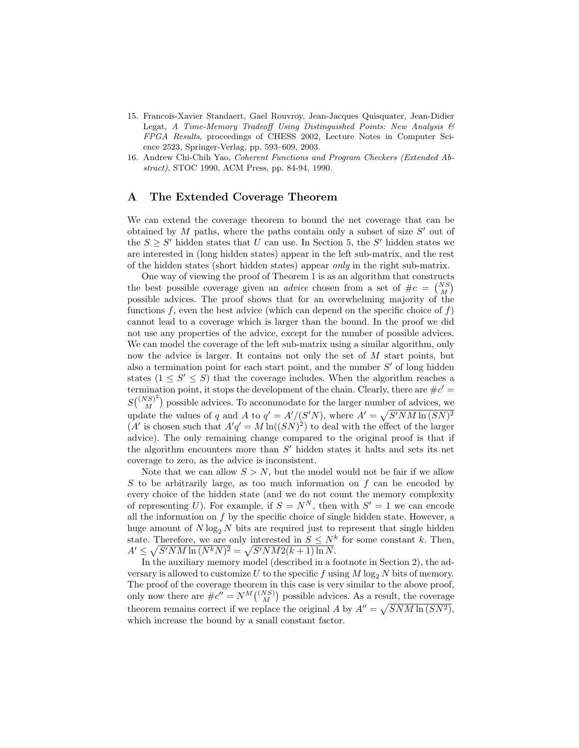15. Francois-Xavier Standaert, Gael Rouvroy, Jean-Jacques Quisquater, Jean-Didier Legat, *A Time-Memory Tradeoff Using Distinguished Points: New Analysis & FPGA Results*, proceedings of CHESS 2002, Lecture Notes in Computer Science 2523, Springer-Verlag, pp. 593–609, 2003.
16. Andrew Chi-Chih Yao, *Coherent Functions and Program Checkers (Extended Abstract)*, STOC 1990, ACM Press, pp. 84-94, 1990.

## A The Extended Coverage Theorem

We can extend the coverage theorem to bound the net coverage that can be obtained by $M$ paths, where the paths contain only a subset of size $S'$ out of the $S \geq S'$ hidden states that $U$ can use. In Section 5, the $S'$ hidden states we are interested in (long hidden states) appear in the left sub-matrix, and the rest of the hidden states (short hidden states) appear *only* in the right sub-matrix.

One way of viewing the proof of Theorem 1 is as an algorithm that constructs the best possible coverage given an *advice* chosen from a set of $\#c = \binom{NS}{M}$ possible advices. The proof shows that for an overwhelming majority of the functions $f$, even the best advice (which can depend on the specific choice of $f$) cannot lead to a coverage which is larger than the bound. In the proof we did not use any properties of the advice, except for the number of possible advices. We can model the coverage of the left sub-matrix using a similar algorithm, only now the advice is larger. It contains not only the set of $M$ start points, but also a termination point for each start point, and the number $S'$ of long hidden states ($1 \leq S' \leq S$) that the coverage includes. When the algorithm reaches a termination point, it stops the development of the chain. Clearly, there are $\#c' = S\binom{(NS)^2}{M}$ possible advices. To accommodate for the larger number of advices, we update the values of $q$ and $A$ to $q' = A'/(S'N)$, where $A' = \sqrt{S'NM\ln{(SN)^2}}$ ($A'$ is chosen such that $A'q' = M\ln((SN)^2)$ to deal with the effect of the larger advice). The only remaining change compared to the original proof is that if the algorithm encounters more than $S'$ hidden states it halts and sets its net coverage to zero, as the advice is inconsistent.

Note that we can allow $S > N$, but the model would not be fair if we allow $S$ to be arbitrarily large, as too much information on $f$ can be encoded by every choice of the hidden state (and we do not count the memory complexity of representing $U$). For example, if $S = N^N$, then with $S' = 1$ we can encode all the information on $f$ by the specific choice of single hidden state. However, a huge amount of $N\log_2 N$ bits are required just to represent that single hidden state. Therefore, we are only interested in $S \leq N^k$ for some constant $k$. Then, $A' \leq \sqrt{S'NM\ln{(N^kN)^2}} = \sqrt{S'NM2(k+1)\ln N}$.

In the auxiliary memory model (described in a footnote in Section 2), the adversary is allowed to customize $U$ to the specific $f$ using $M\log_2 N$ bits of memory. The proof of the coverage theorem in this case is very similar to the above proof, only now there are $\#c'' = N^M\binom{(NS)}{M}$ possible advices. As a result, the coverage theorem remains correct if we replace the original $A$ by $A'' = \sqrt{SNM\ln{(SN^2)}}$, which increase the bound by a small constant factor.